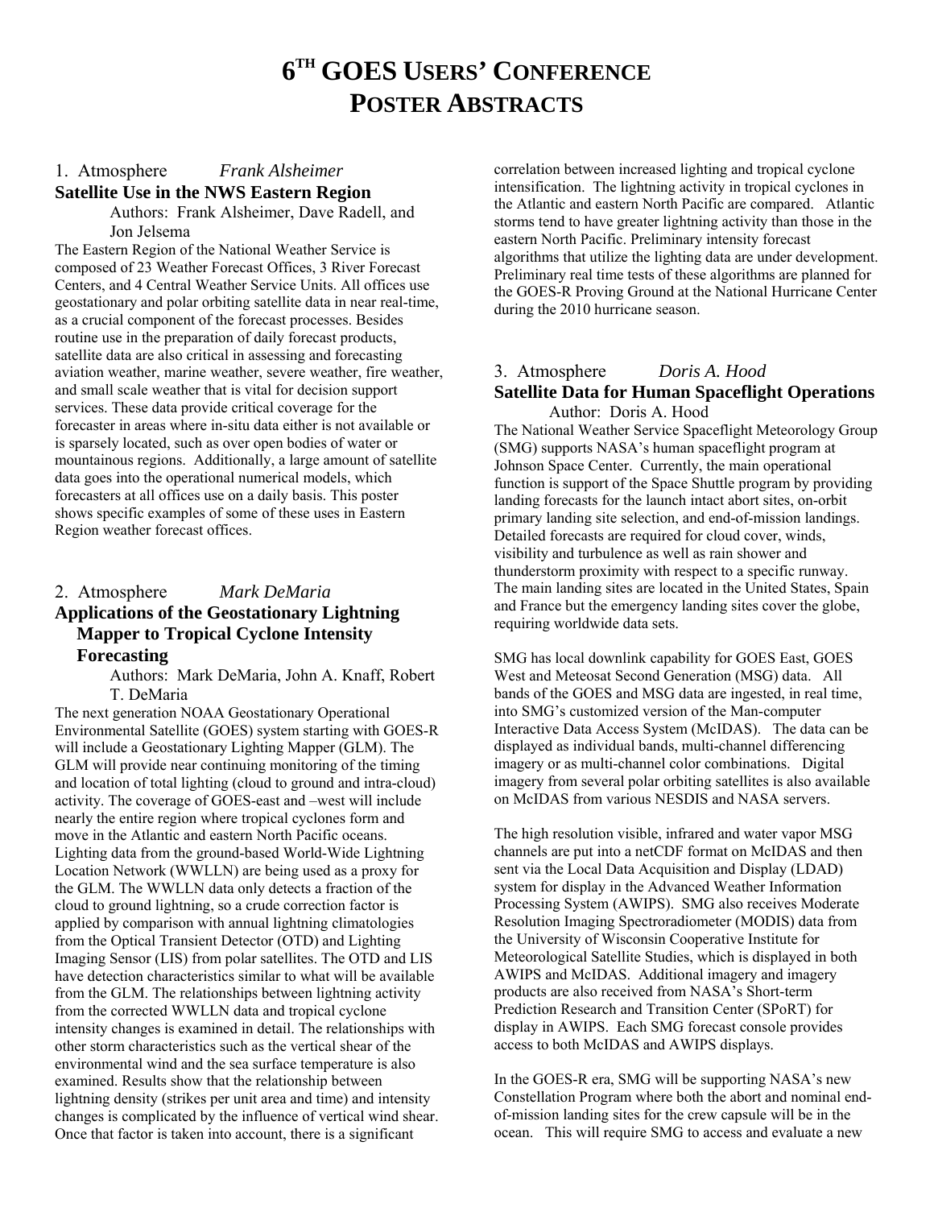# 6[TH] GOES USERS' CONFERENCE POSTER ABSTRACTS

## 1. Atmosphere *Frank Alsheimer*

### Satellite Use in the NWS Eastern Region

Authors: Frank Alsheimer, Dave Radell, and Jon Jelsema

The Eastern Region of the National Weather Service is composed of 23 Weather Forecast Offices, 3 River Forecast Centers, and 4 Central Weather Service Units. All offices use geostationary and polar orbiting satellite data in near real-time, as a crucial component of the forecast processes. Besides routine use in the preparation of daily forecast products, satellite data are also critical in assessing and forecasting aviation weather, marine weather, severe weather, fire weather, and small scale weather that is vital for decision support services. These data provide critical coverage for the forecaster in areas where in-situ data either is not available or is sparsely located, such as over open bodies of water or mountainous regions. Additionally, a large amount of satellite data goes into the operational numerical models, which forecasters at all offices use on a daily basis. This poster shows specific examples of some of these uses in Eastern Region weather forecast offices.

## 2. Atmosphere *Mark DeMaria*

### Applications of the Geostationary Lightning Mapper to Tropical Cyclone Intensity Forecasting

Authors: Mark DeMaria, John A. Knaff, Robert T. DeMaria

The next generation NOAA Geostationary Operational Environmental Satellite (GOES) system starting with GOES-R will include a Geostationary Lighting Mapper (GLM). The GLM will provide near continuing monitoring of the timing and location of total lighting (cloud to ground and intra-cloud) activity. The coverage of GOES-east and –west will include nearly the entire region where tropical cyclones form and move in the Atlantic and eastern North Pacific oceans. Lighting data from the ground-based World-Wide Lightning Location Network (WWLLN) are being used as a proxy for the GLM. The WWLLN data only detects a fraction of the cloud to ground lightning, so a crude correction factor is applied by comparison with annual lightning climatologies from the Optical Transient Detector (OTD) and Lighting Imaging Sensor (LIS) from polar satellites. The OTD and LIS have detection characteristics similar to what will be available from the GLM. The relationships between lightning activity from the corrected WWLLN data and tropical cyclone intensity changes is examined in detail. The relationships with other storm characteristics such as the vertical shear of the environmental wind and the sea surface temperature is also examined. Results show that the relationship between lightning density (strikes per unit area and time) and intensity changes is complicated by the influence of vertical wind shear. Once that factor is taken into account, there is a significant correlation between increased lighting and tropical cyclone intensification. The lightning activity in tropical cyclones in the Atlantic and eastern North Pacific are compared. Atlantic storms tend to have greater lightning activity than those in the eastern North Pacific. Preliminary intensity forecast algorithms that utilize the lighting data are under development. Preliminary real time tests of these algorithms are planned for the GOES-R Proving Ground at the National Hurricane Center during the 2010 hurricane season.

## 3. Atmosphere *Doris A. Hood*

### Satellite Data for Human Spaceflight Operations

Author: Doris A. Hood

The National Weather Service Spaceflight Meteorology Group (SMG) supports NASA's human spaceflight program at Johnson Space Center. Currently, the main operational function is support of the Space Shuttle program by providing landing forecasts for the launch intact abort sites, on-orbit primary landing site selection, and end-of-mission landings. Detailed forecasts are required for cloud cover, winds, visibility and turbulence as well as rain shower and thunderstorm proximity with respect to a specific runway. The main landing sites are located in the United States, Spain and France but the emergency landing sites cover the globe, requiring worldwide data sets.

SMG has local downlink capability for GOES East, GOES West and Meteosat Second Generation (MSG) data. All bands of the GOES and MSG data are ingested, in real time, into SMG's customized version of the Man-computer Interactive Data Access System (McIDAS). The data can be displayed as individual bands, multi-channel differencing imagery or as multi-channel color combinations. Digital imagery from several polar orbiting satellites is also available on McIDAS from various NESDIS and NASA servers.

The high resolution visible, infrared and water vapor MSG channels are put into a netCDF format on McIDAS and then sent via the Local Data Acquisition and Display (LDAD) system for display in the Advanced Weather Information Processing System (AWIPS). SMG also receives Moderate Resolution Imaging Spectroradiometer (MODIS) data from the University of Wisconsin Cooperative Institute for Meteorological Satellite Studies, which is displayed in both AWIPS and McIDAS. Additional imagery and imagery products are also received from NASA's Short-term Prediction Research and Transition Center (SPoRT) for display in AWIPS. Each SMG forecast console provides access to both McIDAS and AWIPS displays.

In the GOES-R era, SMG will be supporting NASA's new Constellation Program where both the abort and nominal end-of-mission landing sites for the crew capsule will be in the ocean. This will require SMG to access and evaluate a new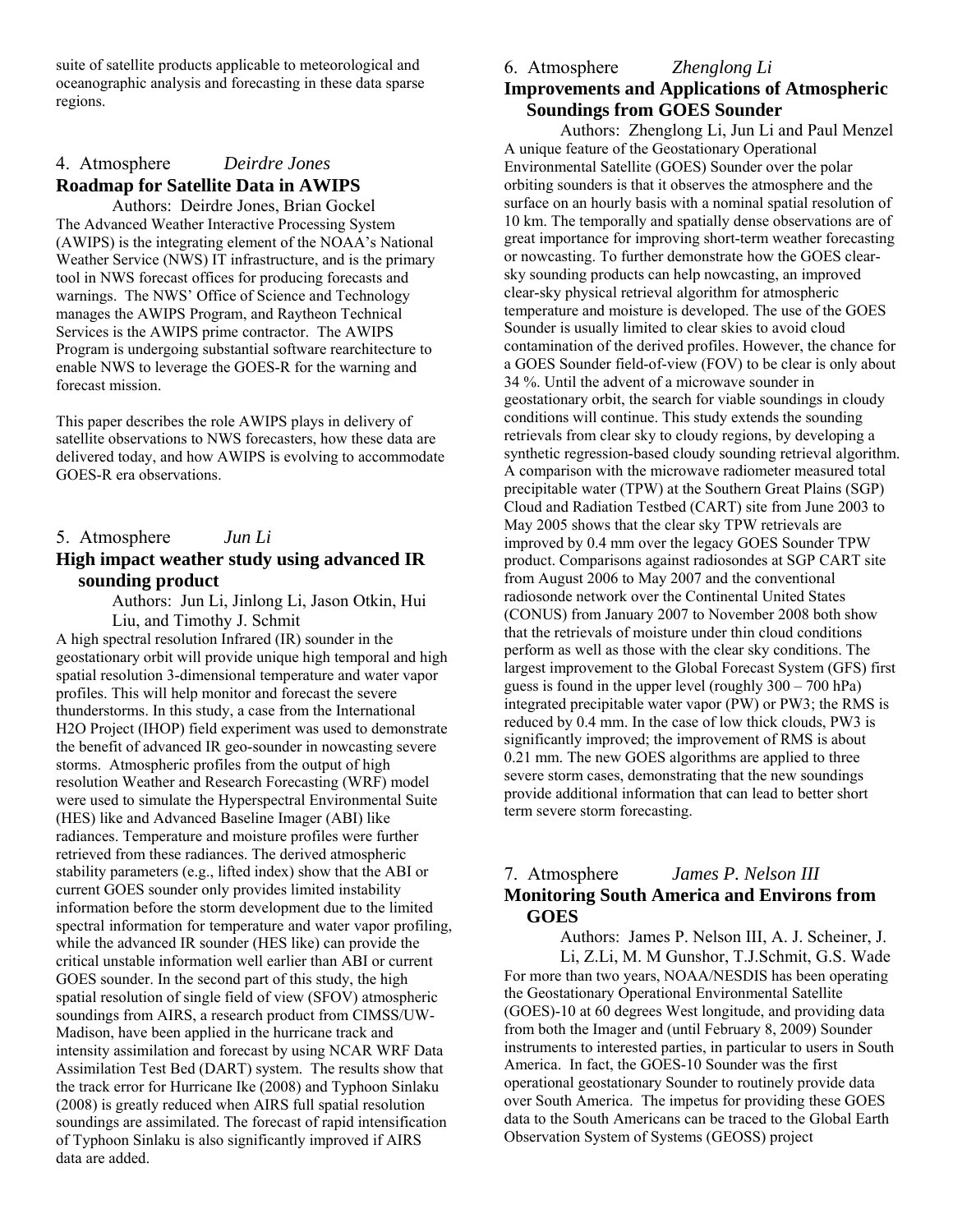suite of satellite products applicable to meteorological and oceanographic analysis and forecasting in these data sparse regions.

## 4. Atmosphere *Deirdre Jones*

### Roadmap for Satellite Data in AWIPS

Authors: Deirdre Jones, Brian Gockel

The Advanced Weather Interactive Processing System (AWIPS) is the integrating element of the NOAA's National Weather Service (NWS) IT infrastructure, and is the primary tool in NWS forecast offices for producing forecasts and warnings. The NWS' Office of Science and Technology manages the AWIPS Program, and Raytheon Technical Services is the AWIPS prime contractor. The AWIPS Program is undergoing substantial software rearchitecture to enable NWS to leverage the GOES-R for the warning and forecast mission.

This paper describes the role AWIPS plays in delivery of satellite observations to NWS forecasters, how these data are delivered today, and how AWIPS is evolving to accommodate GOES-R era observations.

## 5. Atmosphere *Jun Li*

### High impact weather study using advanced IR sounding product

Authors: Jun Li, Jinlong Li, Jason Otkin, Hui Liu, and Timothy J. Schmit

A high spectral resolution Infrared (IR) sounder in the geostationary orbit will provide unique high temporal and high spatial resolution 3-dimensional temperature and water vapor profiles. This will help monitor and forecast the severe thunderstorms. In this study, a case from the International H2O Project (IHOP) field experiment was used to demonstrate the benefit of advanced IR geo-sounder in nowcasting severe storms. Atmospheric profiles from the output of high resolution Weather and Research Forecasting (WRF) model were used to simulate the Hyperspectral Environmental Suite (HES) like and Advanced Baseline Imager (ABI) like radiances. Temperature and moisture profiles were further retrieved from these radiances. The derived atmospheric stability parameters (e.g., lifted index) show that the ABI or current GOES sounder only provides limited instability information before the storm development due to the limited spectral information for temperature and water vapor profiling, while the advanced IR sounder (HES like) can provide the critical unstable information well earlier than ABI or current GOES sounder. In the second part of this study, the high spatial resolution of single field of view (SFOV) atmospheric soundings from AIRS, a research product from CIMSS/UW-Madison, have been applied in the hurricane track and intensity assimilation and forecast by using NCAR WRF Data Assimilation Test Bed (DART) system. The results show that the track error for Hurricane Ike (2008) and Typhoon Sinlaku (2008) is greatly reduced when AIRS full spatial resolution soundings are assimilated. The forecast of rapid intensification of Typhoon Sinlaku is also significantly improved if AIRS data are added.

## 6. Atmosphere *Zhenglong Li*

### Improvements and Applications of Atmospheric Soundings from GOES Sounder

Authors: Zhenglong Li, Jun Li and Paul Menzel

A unique feature of the Geostationary Operational Environmental Satellite (GOES) Sounder over the polar orbiting sounders is that it observes the atmosphere and the surface on an hourly basis with a nominal spatial resolution of 10 km. The temporally and spatially dense observations are of great importance for improving short-term weather forecasting or nowcasting. To further demonstrate how the GOES clear-sky sounding products can help nowcasting, an improved clear-sky physical retrieval algorithm for atmospheric temperature and moisture is developed. The use of the GOES Sounder is usually limited to clear skies to avoid cloud contamination of the derived profiles. However, the chance for a GOES Sounder field-of-view (FOV) to be clear is only about 34 %. Until the advent of a microwave sounder in geostationary orbit, the search for viable soundings in cloudy conditions will continue. This study extends the sounding retrievals from clear sky to cloudy regions, by developing a synthetic regression-based cloudy sounding retrieval algorithm. A comparison with the microwave radiometer measured total precipitable water (TPW) at the Southern Great Plains (SGP) Cloud and Radiation Testbed (CART) site from June 2003 to May 2005 shows that the clear sky TPW retrievals are improved by 0.4 mm over the legacy GOES Sounder TPW product. Comparisons against radiosondes at SGP CART site from August 2006 to May 2007 and the conventional radiosonde network over the Continental United States (CONUS) from January 2007 to November 2008 both show that the retrievals of moisture under thin cloud conditions perform as well as those with the clear sky conditions. The largest improvement to the Global Forecast System (GFS) first guess is found in the upper level (roughly 300 – 700 hPa) integrated precipitable water vapor (PW) or PW3; the RMS is reduced by 0.4 mm. In the case of low thick clouds, PW3 is significantly improved; the improvement of RMS is about 0.21 mm. The new GOES algorithms are applied to three severe storm cases, demonstrating that the new soundings provide additional information that can lead to better short term severe storm forecasting.

## 7. Atmosphere *James P. Nelson III*

### Monitoring South America and Environs from GOES

Authors: James P. Nelson III, A. J. Scheiner, J. Li, Z.Li, M. M Gunshor, T.J.Schmit, G.S. Wade

For more than two years, NOAA/NESDIS has been operating the Geostationary Operational Environmental Satellite (GOES)-10 at 60 degrees West longitude, and providing data from both the Imager and (until February 8, 2009) Sounder instruments to interested parties, in particular to users in South America. In fact, the GOES-10 Sounder was the first operational geostationary Sounder to routinely provide data over South America. The impetus for providing these GOES data to the South Americans can be traced to the Global Earth Observation System of Systems (GEOSS) project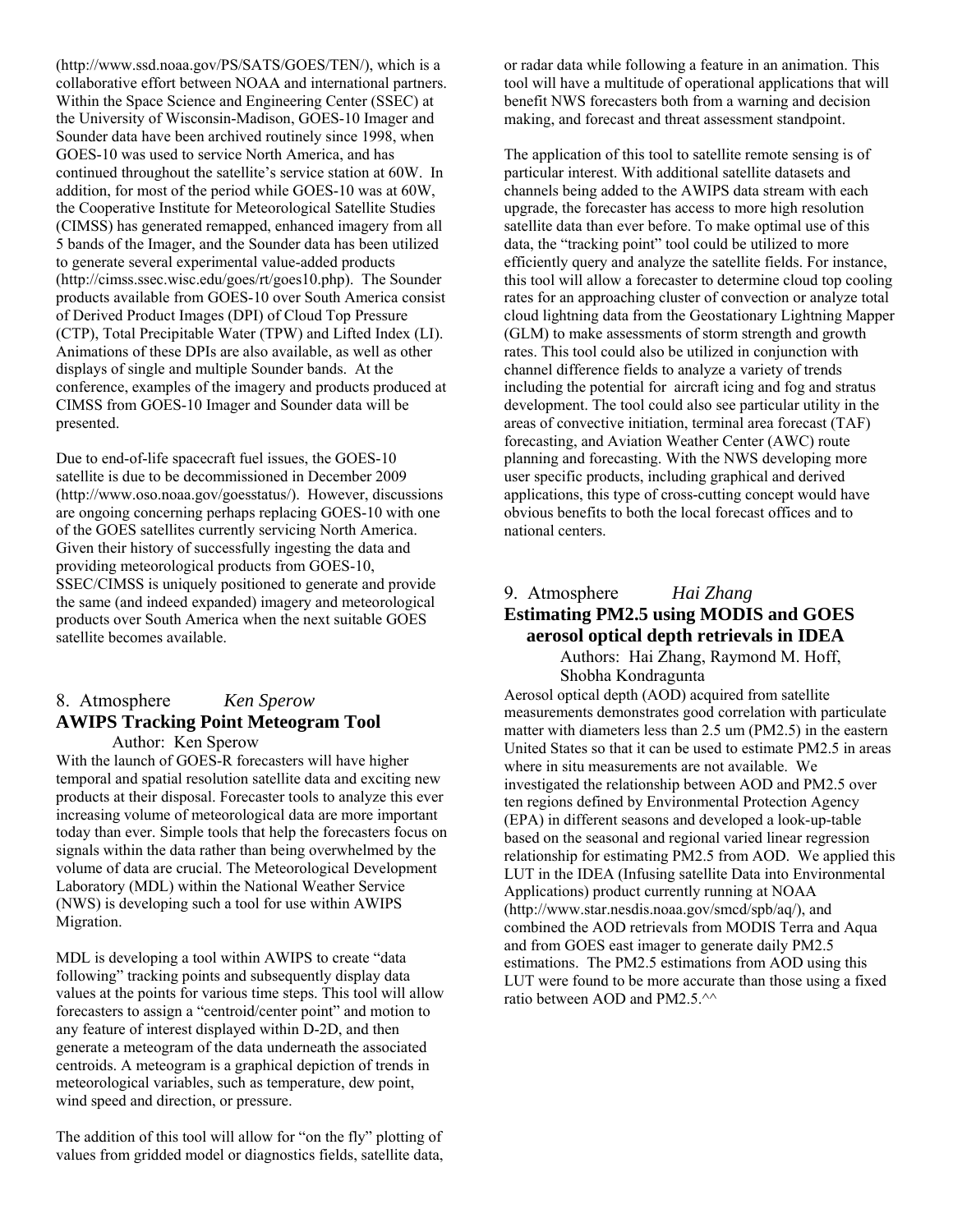(http://www.ssd.noaa.gov/PS/SATS/GOES/TEN/), which is a collaborative effort between NOAA and international partners. Within the Space Science and Engineering Center (SSEC) at the University of Wisconsin-Madison, GOES-10 Imager and Sounder data have been archived routinely since 1998, when GOES-10 was used to service North America, and has continued throughout the satellite's service station at 60W. In addition, for most of the period while GOES-10 was at 60W, the Cooperative Institute for Meteorological Satellite Studies (CIMSS) has generated remapped, enhanced imagery from all 5 bands of the Imager, and the Sounder data has been utilized to generate several experimental value-added products (http://cimss.ssec.wisc.edu/goes/rt/goes10.php). The Sounder products available from GOES-10 over South America consist of Derived Product Images (DPI) of Cloud Top Pressure (CTP), Total Precipitable Water (TPW) and Lifted Index (LI). Animations of these DPIs are also available, as well as other displays of single and multiple Sounder bands. At the conference, examples of the imagery and products produced at CIMSS from GOES-10 Imager and Sounder data will be presented.

Due to end-of-life spacecraft fuel issues, the GOES-10 satellite is due to be decommissioned in December 2009 (http://www.oso.noaa.gov/goesstatus/). However, discussions are ongoing concerning perhaps replacing GOES-10 with one of the GOES satellites currently servicing North America. Given their history of successfully ingesting the data and providing meteorological products from GOES-10, SSEC/CIMSS is uniquely positioned to generate and provide the same (and indeed expanded) imagery and meteorological products over South America when the next suitable GOES satellite becomes available.

## 8. Atmosphere *Ken Sperow*

### AWIPS Tracking Point Meteogram Tool

Author: Ken Sperow

With the launch of GOES-R forecasters will have higher temporal and spatial resolution satellite data and exciting new products at their disposal. Forecaster tools to analyze this ever increasing volume of meteorological data are more important today than ever. Simple tools that help the forecasters focus on signals within the data rather than being overwhelmed by the volume of data are crucial. The Meteorological Development Laboratory (MDL) within the National Weather Service (NWS) is developing such a tool for use within AWIPS Migration.

MDL is developing a tool within AWIPS to create "data following" tracking points and subsequently display data values at the points for various time steps. This tool will allow forecasters to assign a "centroid/center point" and motion to any feature of interest displayed within D-2D, and then generate a meteogram of the data underneath the associated centroids. A meteogram is a graphical depiction of trends in meteorological variables, such as temperature, dew point, wind speed and direction, or pressure.

The addition of this tool will allow for "on the fly" plotting of values from gridded model or diagnostics fields, satellite data, or radar data while following a feature in an animation. This tool will have a multitude of operational applications that will benefit NWS forecasters both from a warning and decision making, and forecast and threat assessment standpoint.

The application of this tool to satellite remote sensing is of particular interest. With additional satellite datasets and channels being added to the AWIPS data stream with each upgrade, the forecaster has access to more high resolution satellite data than ever before. To make optimal use of this data, the "tracking point" tool could be utilized to more efficiently query and analyze the satellite fields. For instance, this tool will allow a forecaster to determine cloud top cooling rates for an approaching cluster of convection or analyze total cloud lightning data from the Geostationary Lightning Mapper (GLM) to make assessments of storm strength and growth rates. This tool could also be utilized in conjunction with channel difference fields to analyze a variety of trends including the potential for aircraft icing and fog and stratus development. The tool could also see particular utility in the areas of convective initiation, terminal area forecast (TAF) forecasting, and Aviation Weather Center (AWC) route planning and forecasting. With the NWS developing more user specific products, including graphical and derived applications, this type of cross-cutting concept would have obvious benefits to both the local forecast offices and to national centers.

## 9. Atmosphere *Hai Zhang*

### Estimating PM2.5 using MODIS and GOES aerosol optical depth retrievals in IDEA

Authors: Hai Zhang, Raymond M. Hoff, Shobha Kondragunta

Aerosol optical depth (AOD) acquired from satellite measurements demonstrates good correlation with particulate matter with diameters less than 2.5 um (PM2.5) in the eastern United States so that it can be used to estimate PM2.5 in areas where in situ measurements are not available. We investigated the relationship between AOD and PM2.5 over ten regions defined by Environmental Protection Agency (EPA) in different seasons and developed a look-up-table based on the seasonal and regional varied linear regression relationship for estimating PM2.5 from AOD. We applied this LUT in the IDEA (Infusing satellite Data into Environmental Applications) product currently running at NOAA (http://www.star.nesdis.noaa.gov/smcd/spb/aq/), and combined the AOD retrievals from MODIS Terra and Aqua and from GOES east imager to generate daily PM2.5 estimations. The PM2.5 estimations from AOD using this LUT were found to be more accurate than those using a fixed ratio between AOD and PM2.5.^^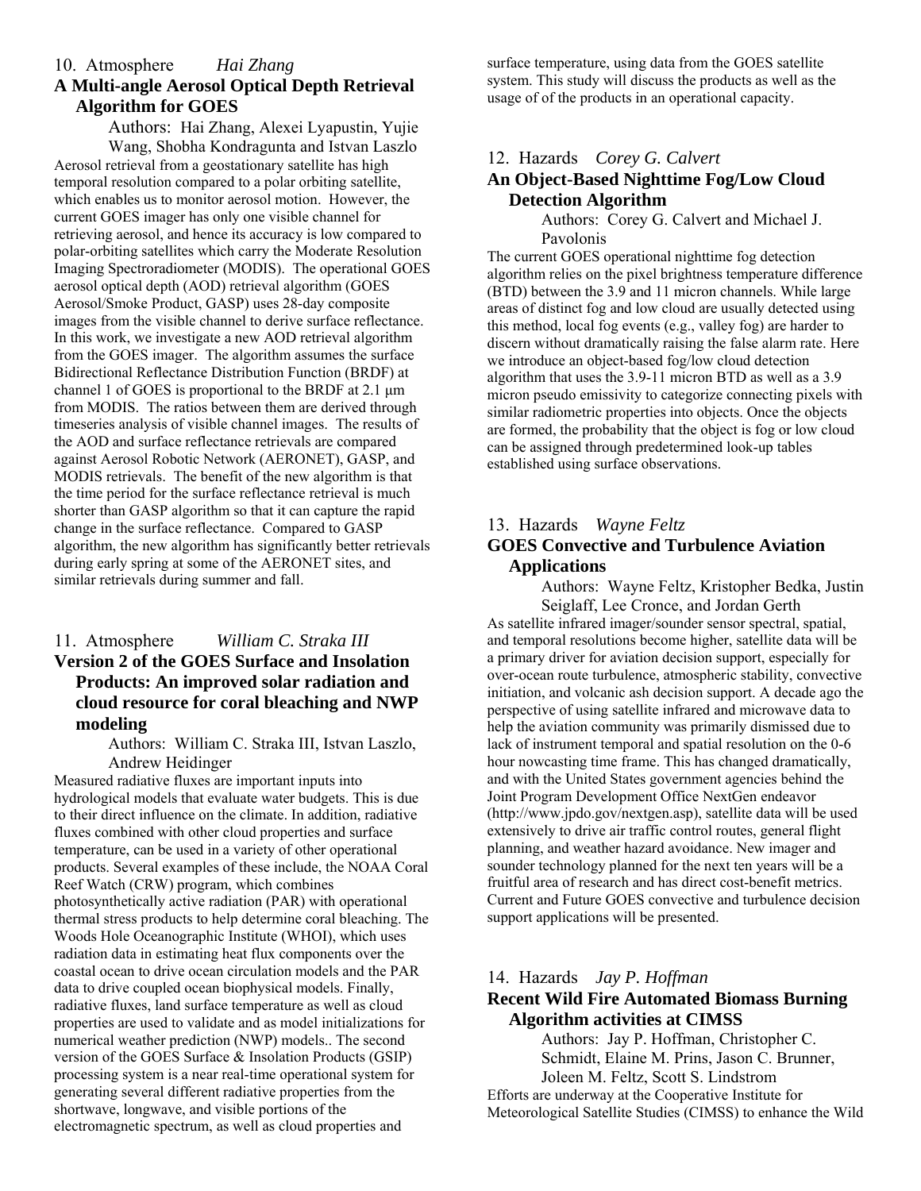10. Atmosphere *Hai Zhang*

## A Multi-angle Aerosol Optical Depth Retrieval Algorithm for GOES

Authors: Hai Zhang, Alexei Lyapustin, Yujie Wang, Shobha Kondragunta and Istvan Laszlo

Aerosol retrieval from a geostationary satellite has high temporal resolution compared to a polar orbiting satellite, which enables us to monitor aerosol motion. However, the current GOES imager has only one visible channel for retrieving aerosol, and hence its accuracy is low compared to polar-orbiting satellites which carry the Moderate Resolution Imaging Spectroradiometer (MODIS). The operational GOES aerosol optical depth (AOD) retrieval algorithm (GOES Aerosol/Smoke Product, GASP) uses 28-day composite images from the visible channel to derive surface reflectance. In this work, we investigate a new AOD retrieval algorithm from the GOES imager. The algorithm assumes the surface Bidirectional Reflectance Distribution Function (BRDF) at channel 1 of GOES is proportional to the BRDF at 2.1 μm from MODIS. The ratios between them are derived through timeseries analysis of visible channel images. The results of the AOD and surface reflectance retrievals are compared against Aerosol Robotic Network (AERONET), GASP, and MODIS retrievals. The benefit of the new algorithm is that the time period for the surface reflectance retrieval is much shorter than GASP algorithm so that it can capture the rapid change in the surface reflectance. Compared to GASP algorithm, the new algorithm has significantly better retrievals during early spring at some of the AERONET sites, and similar retrievals during summer and fall.

11. Atmosphere *William C. Straka III*

## Version 2 of the GOES Surface and Insolation Products: An improved solar radiation and cloud resource for coral bleaching and NWP modeling

Authors: William C. Straka III, Istvan Laszlo, Andrew Heidinger

Measured radiative fluxes are important inputs into hydrological models that evaluate water budgets. This is due to their direct influence on the climate. In addition, radiative fluxes combined with other cloud properties and surface temperature, can be used in a variety of other operational products. Several examples of these include, the NOAA Coral Reef Watch (CRW) program, which combines photosynthetically active radiation (PAR) with operational thermal stress products to help determine coral bleaching. The Woods Hole Oceanographic Institute (WHOI), which uses radiation data in estimating heat flux components over the coastal ocean to drive ocean circulation models and the PAR data to drive coupled ocean biophysical models. Finally, radiative fluxes, land surface temperature as well as cloud properties are used to validate and as model initializations for numerical weather prediction (NWP) models.. The second version of the GOES Surface & Insolation Products (GSIP) processing system is a near real-time operational system for generating several different radiative properties from the shortwave, longwave, and visible portions of the electromagnetic spectrum, as well as cloud properties and surface temperature, using data from the GOES satellite system. This study will discuss the products as well as the usage of of the products in an operational capacity.

12. Hazards *Corey G. Calvert*

## An Object-Based Nighttime Fog/Low Cloud Detection Algorithm

Authors: Corey G. Calvert and Michael J. Pavolonis

The current GOES operational nighttime fog detection algorithm relies on the pixel brightness temperature difference (BTD) between the 3.9 and 11 micron channels. While large areas of distinct fog and low cloud are usually detected using this method, local fog events (e.g., valley fog) are harder to discern without dramatically raising the false alarm rate. Here we introduce an object-based fog/low cloud detection algorithm that uses the 3.9-11 micron BTD as well as a 3.9 micron pseudo emissivity to categorize connecting pixels with similar radiometric properties into objects. Once the objects are formed, the probability that the object is fog or low cloud can be assigned through predetermined look-up tables established using surface observations.

13. Hazards *Wayne Feltz*

## GOES Convective and Turbulence Aviation Applications

Authors: Wayne Feltz, Kristopher Bedka, Justin Seiglaff, Lee Cronce, and Jordan Gerth

As satellite infrared imager/sounder sensor spectral, spatial, and temporal resolutions become higher, satellite data will be a primary driver for aviation decision support, especially for over-ocean route turbulence, atmospheric stability, convective initiation, and volcanic ash decision support. A decade ago the perspective of using satellite infrared and microwave data to help the aviation community was primarily dismissed due to lack of instrument temporal and spatial resolution on the 0-6 hour nowcasting time frame. This has changed dramatically, and with the United States government agencies behind the Joint Program Development Office NextGen endeavor (http://www.jpdo.gov/nextgen.asp), satellite data will be used extensively to drive air traffic control routes, general flight planning, and weather hazard avoidance. New imager and sounder technology planned for the next ten years will be a fruitful area of research and has direct cost-benefit metrics. Current and Future GOES convective and turbulence decision support applications will be presented.

14. Hazards *Jay P. Hoffman*

## Recent Wild Fire Automated Biomass Burning Algorithm activities at CIMSS

Authors: Jay P. Hoffman, Christopher C. Schmidt, Elaine M. Prins, Jason C. Brunner, Joleen M. Feltz, Scott S. Lindstrom

Efforts are underway at the Cooperative Institute for Meteorological Satellite Studies (CIMSS) to enhance the Wild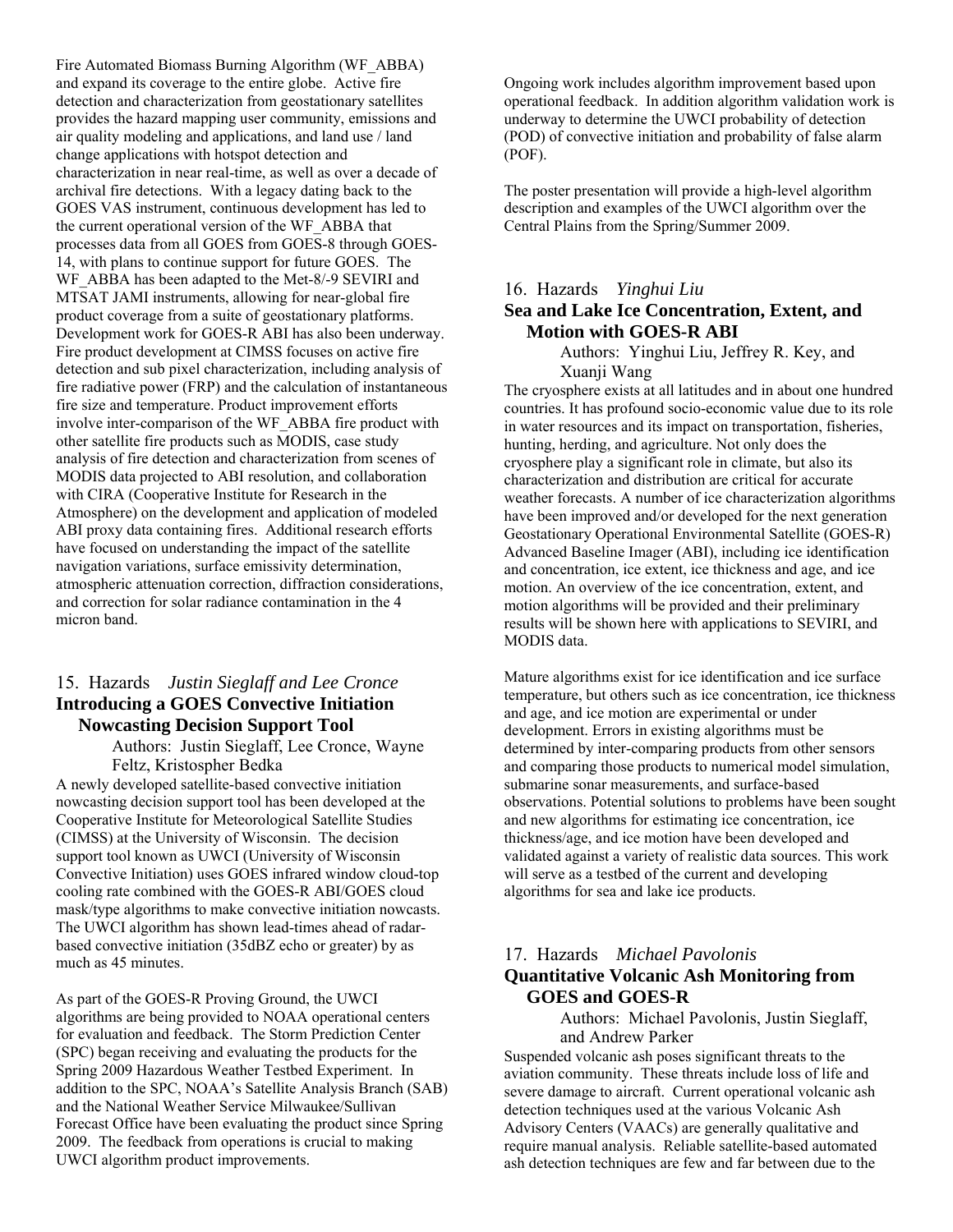Fire Automated Biomass Burning Algorithm (WF_ABBA) and expand its coverage to the entire globe. Active fire detection and characterization from geostationary satellites provides the hazard mapping user community, emissions and air quality modeling and applications, and land use / land change applications with hotspot detection and characterization in near real-time, as well as over a decade of archival fire detections. With a legacy dating back to the GOES VAS instrument, continuous development has led to the current operational version of the WF_ABBA that processes data from all GOES from GOES-8 through GOES-14, with plans to continue support for future GOES. The WF_ABBA has been adapted to the Met-8/-9 SEVIRI and MTSAT JAMI instruments, allowing for near-global fire product coverage from a suite of geostationary platforms. Development work for GOES-R ABI has also been underway. Fire product development at CIMSS focuses on active fire detection and sub pixel characterization, including analysis of fire radiative power (FRP) and the calculation of instantaneous fire size and temperature. Product improvement efforts involve inter-comparison of the WF_ABBA fire product with other satellite fire products such as MODIS, case study analysis of fire detection and characterization from scenes of MODIS data projected to ABI resolution, and collaboration with CIRA (Cooperative Institute for Research in the Atmosphere) on the development and application of modeled ABI proxy data containing fires. Additional research efforts have focused on understanding the impact of the satellite navigation variations, surface emissivity determination, atmospheric attenuation correction, diffraction considerations, and correction for solar radiance contamination in the 4 micron band.

## 15. Hazards *Justin Sieglaff and Lee Cronce*

### Introducing a GOES Convective Initiation Nowcasting Decision Support Tool

Authors: Justin Sieglaff, Lee Cronce, Wayne Feltz, Kristospher Bedka

A newly developed satellite-based convective initiation nowcasting decision support tool has been developed at the Cooperative Institute for Meteorological Satellite Studies (CIMSS) at the University of Wisconsin. The decision support tool known as UWCI (University of Wisconsin Convective Initiation) uses GOES infrared window cloud-top cooling rate combined with the GOES-R ABI/GOES cloud mask/type algorithms to make convective initiation nowcasts. The UWCI algorithm has shown lead-times ahead of radar-based convective initiation (35dBZ echo or greater) by as much as 45 minutes.

As part of the GOES-R Proving Ground, the UWCI algorithms are being provided to NOAA operational centers for evaluation and feedback. The Storm Prediction Center (SPC) began receiving and evaluating the products for the Spring 2009 Hazardous Weather Testbed Experiment. In addition to the SPC, NOAA's Satellite Analysis Branch (SAB) and the National Weather Service Milwaukee/Sullivan Forecast Office have been evaluating the product since Spring 2009. The feedback from operations is crucial to making UWCI algorithm product improvements.

Ongoing work includes algorithm improvement based upon operational feedback. In addition algorithm validation work is underway to determine the UWCI probability of detection (POD) of convective initiation and probability of false alarm (POF).

The poster presentation will provide a high-level algorithm description and examples of the UWCI algorithm over the Central Plains from the Spring/Summer 2009.

## 16. Hazards *Yinghui Liu*

### Sea and Lake Ice Concentration, Extent, and Motion with GOES-R ABI

Authors: Yinghui Liu, Jeffrey R. Key, and Xuanji Wang

The cryosphere exists at all latitudes and in about one hundred countries. It has profound socio-economic value due to its role in water resources and its impact on transportation, fisheries, hunting, herding, and agriculture. Not only does the cryosphere play a significant role in climate, but also its characterization and distribution are critical for accurate weather forecasts. A number of ice characterization algorithms have been improved and/or developed for the next generation Geostationary Operational Environmental Satellite (GOES-R) Advanced Baseline Imager (ABI), including ice identification and concentration, ice extent, ice thickness and age, and ice motion. An overview of the ice concentration, extent, and motion algorithms will be provided and their preliminary results will be shown here with applications to SEVIRI, and MODIS data.

Mature algorithms exist for ice identification and ice surface temperature, but others such as ice concentration, ice thickness and age, and ice motion are experimental or under development. Errors in existing algorithms must be determined by inter-comparing products from other sensors and comparing those products to numerical model simulation, submarine sonar measurements, and surface-based observations. Potential solutions to problems have been sought and new algorithms for estimating ice concentration, ice thickness/age, and ice motion have been developed and validated against a variety of realistic data sources. This work will serve as a testbed of the current and developing algorithms for sea and lake ice products.

## 17. Hazards *Michael Pavolonis*

### Quantitative Volcanic Ash Monitoring from GOES and GOES-R

Authors: Michael Pavolonis, Justin Sieglaff, and Andrew Parker

Suspended volcanic ash poses significant threats to the aviation community. These threats include loss of life and severe damage to aircraft. Current operational volcanic ash detection techniques used at the various Volcanic Ash Advisory Centers (VAACs) are generally qualitative and require manual analysis. Reliable satellite-based automated ash detection techniques are few and far between due to the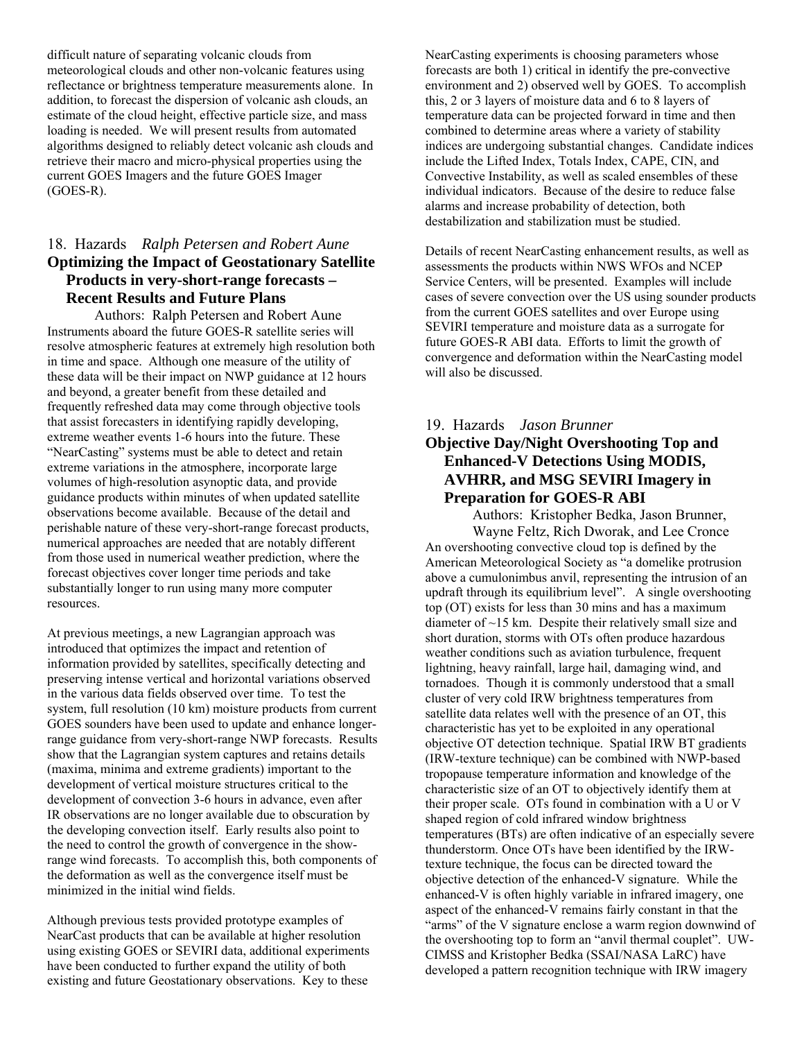difficult nature of separating volcanic clouds from meteorological clouds and other non-volcanic features using reflectance or brightness temperature measurements alone. In addition, to forecast the dispersion of volcanic ash clouds, an estimate of the cloud height, effective particle size, and mass loading is needed. We will present results from automated algorithms designed to reliably detect volcanic ash clouds and retrieve their macro and micro-physical properties using the current GOES Imagers and the future GOES Imager (GOES-R).

18. Hazards *Ralph Petersen and Robert Aune*

## Optimizing the Impact of Geostationary Satellite Products in very-short-range forecasts – Recent Results and Future Plans

Authors: Ralph Petersen and Robert Aune

Instruments aboard the future GOES-R satellite series will resolve atmospheric features at extremely high resolution both in time and space. Although one measure of the utility of these data will be their impact on NWP guidance at 12 hours and beyond, a greater benefit from these detailed and frequently refreshed data may come through objective tools that assist forecasters in identifying rapidly developing, extreme weather events 1-6 hours into the future. These "NearCasting" systems must be able to detect and retain extreme variations in the atmosphere, incorporate large volumes of high-resolution asynoptic data, and provide guidance products within minutes of when updated satellite observations become available. Because of the detail and perishable nature of these very-short-range forecast products, numerical approaches are needed that are notably different from those used in numerical weather prediction, where the forecast objectives cover longer time periods and take substantially longer to run using many more computer resources.

At previous meetings, a new Lagrangian approach was introduced that optimizes the impact and retention of information provided by satellites, specifically detecting and preserving intense vertical and horizontal variations observed in the various data fields observed over time. To test the system, full resolution (10 km) moisture products from current GOES sounders have been used to update and enhance longer-range guidance from very-short-range NWP forecasts. Results show that the Lagrangian system captures and retains details (maxima, minima and extreme gradients) important to the development of vertical moisture structures critical to the development of convection 3-6 hours in advance, even after IR observations are no longer available due to obscuration by the developing convection itself. Early results also point to the need to control the growth of convergence in the show-range wind forecasts. To accomplish this, both components of the deformation as well as the convergence itself must be minimized in the initial wind fields.

Although previous tests provided prototype examples of NearCast products that can be available at higher resolution using existing GOES or SEVIRI data, additional experiments have been conducted to further expand the utility of both existing and future Geostationary observations. Key to these NearCasting experiments is choosing parameters whose forecasts are both 1) critical in identify the pre-convective environment and 2) observed well by GOES. To accomplish this, 2 or 3 layers of moisture data and 6 to 8 layers of temperature data can be projected forward in time and then combined to determine areas where a variety of stability indices are undergoing substantial changes. Candidate indices include the Lifted Index, Totals Index, CAPE, CIN, and Convective Instability, as well as scaled ensembles of these individual indicators. Because of the desire to reduce false alarms and increase probability of detection, both destabilization and stabilization must be studied.

Details of recent NearCasting enhancement results, as well as assessments the products within NWS WFOs and NCEP Service Centers, will be presented. Examples will include cases of severe convection over the US using sounder products from the current GOES satellites and over Europe using SEVIRI temperature and moisture data as a surrogate for future GOES-R ABI data. Efforts to limit the growth of convergence and deformation within the NearCasting model will also be discussed.

19. Hazards *Jason Brunner*

## Objective Day/Night Overshooting Top and Enhanced-V Detections Using MODIS, AVHRR, and MSG SEVIRI Imagery in Preparation for GOES-R ABI

Authors: Kristopher Bedka, Jason Brunner, Wayne Feltz, Rich Dworak, and Lee Cronce

An overshooting convective cloud top is defined by the American Meteorological Society as "a domelike protrusion above a cumulonimbus anvil, representing the intrusion of an updraft through its equilibrium level". A single overshooting top (OT) exists for less than 30 mins and has a maximum diameter of ~15 km. Despite their relatively small size and short duration, storms with OTs often produce hazardous weather conditions such as aviation turbulence, frequent lightning, heavy rainfall, large hail, damaging wind, and tornadoes. Though it is commonly understood that a small cluster of very cold IRW brightness temperatures from satellite data relates well with the presence of an OT, this characteristic has yet to be exploited in any operational objective OT detection technique. Spatial IRW BT gradients (IRW-texture technique) can be combined with NWP-based tropopause temperature information and knowledge of the characteristic size of an OT to objectively identify them at their proper scale. OTs found in combination with a U or V shaped region of cold infrared window brightness temperatures (BTs) are often indicative of an especially severe thunderstorm. Once OTs have been identified by the IRW-texture technique, the focus can be directed toward the objective detection of the enhanced-V signature. While the enhanced-V is often highly variable in infrared imagery, one aspect of the enhanced-V remains fairly constant in that the "arms" of the V signature enclose a warm region downwind of the overshooting top to form an "anvil thermal couplet". UW-CIMSS and Kristopher Bedka (SSAI/NASA LaRC) have developed a pattern recognition technique with IRW imagery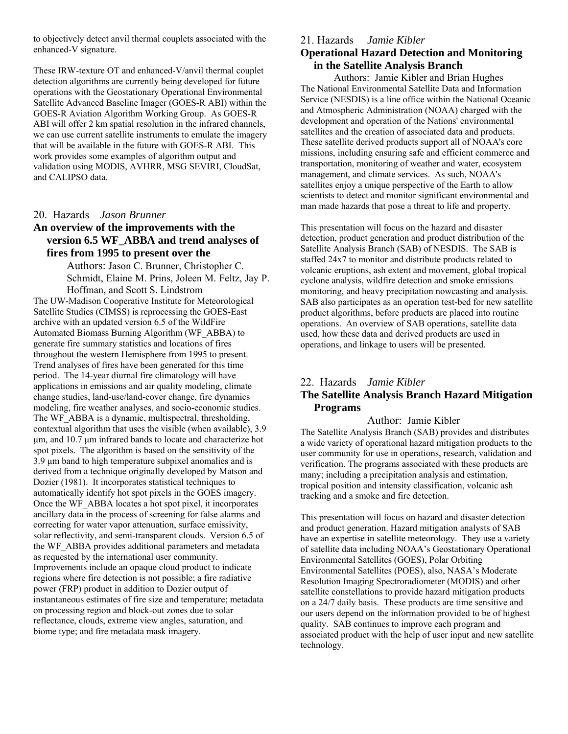to objectively detect anvil thermal couplets associated with the enhanced-V signature.

These IRW-texture OT and enhanced-V/anvil thermal couplet detection algorithms are currently being developed for future operations with the Geostationary Operational Environmental Satellite Advanced Baseline Imager (GOES-R ABI) within the GOES-R Aviation Algorithm Working Group. As GOES-R ABI will offer 2 km spatial resolution in the infrared channels, we can use current satellite instruments to emulate the imagery that will be available in the future with GOES-R ABI. This work provides some examples of algorithm output and validation using MODIS, AVHRR, MSG SEVIRI, CloudSat, and CALIPSO data.

20. Hazards *Jason Brunner*

## An overview of the improvements with the version 6.5 WF_ABBA and trend analyses of fires from 1995 to present over the

Authors: Jason C. Brunner, Christopher C. Schmidt, Elaine M. Prins, Joleen M. Feltz, Jay P. Hoffman, and Scott S. Lindstrom

The UW-Madison Cooperative Institute for Meteorological Satellite Studies (CIMSS) is reprocessing the GOES-East archive with an updated version 6.5 of the WildFire Automated Biomass Burning Algorithm (WF_ABBA) to generate fire summary statistics and locations of fires throughout the western Hemisphere from 1995 to present. Trend analyses of fires have been generated for this time period. The 14-year diurnal fire climatology will have applications in emissions and air quality modeling, climate change studies, land-use/land-cover change, fire dynamics modeling, fire weather analyses, and socio-economic studies. The WF_ABBA is a dynamic, multispectral, thresholding, contextual algorithm that uses the visible (when available), 3.9 µm, and 10.7 µm infrared bands to locate and characterize hot spot pixels. The algorithm is based on the sensitivity of the 3.9 µm band to high temperature subpixel anomalies and is derived from a technique originally developed by Matson and Dozier (1981). It incorporates statistical techniques to automatically identify hot spot pixels in the GOES imagery. Once the WF_ABBA locates a hot spot pixel, it incorporates ancillary data in the process of screening for false alarms and correcting for water vapor attenuation, surface emissivity, solar reflectivity, and semi-transparent clouds. Version 6.5 of the WF_ABBA provides additional parameters and metadata as requested by the international user community. Improvements include an opaque cloud product to indicate regions where fire detection is not possible; a fire radiative power (FRP) product in addition to Dozier output of instantaneous estimates of fire size and temperature; metadata on processing region and block-out zones due to solar reflectance, clouds, extreme view angles, saturation, and biome type; and fire metadata mask imagery.

21. Hazards *Jamie Kibler*

## Operational Hazard Detection and Monitoring in the Satellite Analysis Branch

Authors: Jamie Kibler and Brian Hughes

The National Environmental Satellite Data and Information Service (NESDIS) is a line office within the National Oceanic and Atmospheric Administration (NOAA) charged with the development and operation of the Nations' environmental satellites and the creation of associated data and products. These satellite derived products support all of NOAA's core missions, including ensuring safe and efficient commerce and transportation, monitoring of weather and water, ecosystem management, and climate services. As such, NOAA's satellites enjoy a unique perspective of the Earth to allow scientists to detect and monitor significant environmental and man made hazards that pose a threat to life and property.

This presentation will focus on the hazard and disaster detection, product generation and product distribution of the Satellite Analysis Branch (SAB) of NESDIS. The SAB is staffed 24x7 to monitor and distribute products related to volcanic eruptions, ash extent and movement, global tropical cyclone analysis, wildfire detection and smoke emissions monitoring, and heavy precipitation nowcasting and analysis. SAB also participates as an operation test-bed for new satellite product algorithms, before products are placed into routine operations. An overview of SAB operations, satellite data used, how these data and derived products are used in operations, and linkage to users will be presented.

22. Hazards *Jamie Kibler*

## The Satellite Analysis Branch Hazard Mitigation Programs

Author: Jamie Kibler

The Satellite Analysis Branch (SAB) provides and distributes a wide variety of operational hazard mitigation products to the user community for use in operations, research, validation and verification. The programs associated with these products are many; including a precipitation analysis and estimation, tropical position and intensity classification, volcanic ash tracking and a smoke and fire detection.

This presentation will focus on hazard and disaster detection and product generation. Hazard mitigation analysts of SAB have an expertise in satellite meteorology. They use a variety of satellite data including NOAA's Geostationary Operational Environmental Satellites (GOES), Polar Orbiting Environmental Satellites (POES), also, NASA's Moderate Resolution Imaging Spectroradiometer (MODIS) and other satellite constellations to provide hazard mitigation products on a 24/7 daily basis. These products are time sensitive and our users depend on the information provided to be of highest quality. SAB continues to improve each program and associated product with the help of user input and new satellite technology.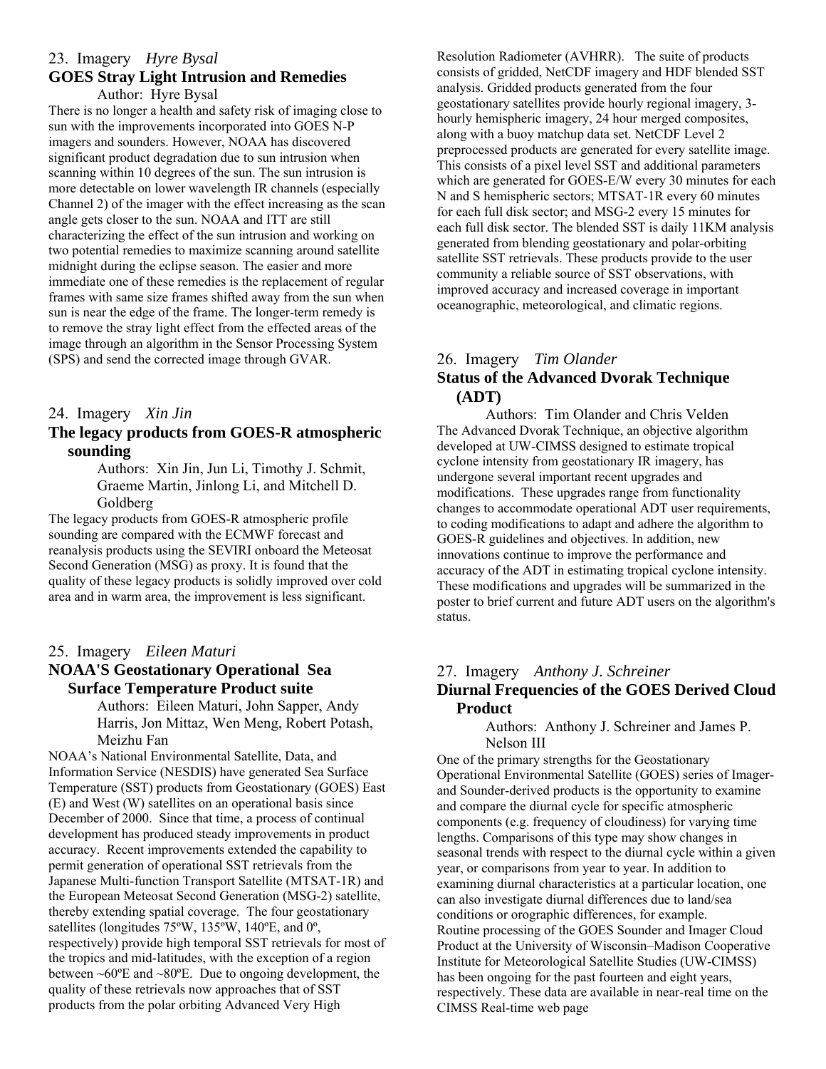## 23. Imagery *Hyre Bysal*

### GOES Stray Light Intrusion and Remedies

Author: Hyre Bysal

There is no longer a health and safety risk of imaging close to sun with the improvements incorporated into GOES N-P imagers and sounders. However, NOAA has discovered significant product degradation due to sun intrusion when scanning within 10 degrees of the sun. The sun intrusion is more detectable on lower wavelength IR channels (especially Channel 2) of the imager with the effect increasing as the scan angle gets closer to the sun. NOAA and ITT are still characterizing the effect of the sun intrusion and working on two potential remedies to maximize scanning around satellite midnight during the eclipse season. The easier and more immediate one of these remedies is the replacement of regular frames with same size frames shifted away from the sun when sun is near the edge of the frame. The longer-term remedy is to remove the stray light effect from the effected areas of the image through an algorithm in the Sensor Processing System (SPS) and send the corrected image through GVAR.

## 24. Imagery *Xin Jin*

### The legacy products from GOES-R atmospheric sounding

Authors: Xin Jin, Jun Li, Timothy J. Schmit, Graeme Martin, Jinlong Li, and Mitchell D. Goldberg

The legacy products from GOES-R atmospheric profile sounding are compared with the ECMWF forecast and reanalysis products using the SEVIRI onboard the Meteosat Second Generation (MSG) as proxy. It is found that the quality of these legacy products is solidly improved over cold area and in warm area, the improvement is less significant.

## 25. Imagery *Eileen Maturi*

### NOAA'S Geostationary Operational Sea Surface Temperature Product suite

Authors: Eileen Maturi, John Sapper, Andy Harris, Jon Mittaz, Wen Meng, Robert Potash, Meizhu Fan

NOAA's National Environmental Satellite, Data, and Information Service (NESDIS) have generated Sea Surface Temperature (SST) products from Geostationary (GOES) East (E) and West (W) satellites on an operational basis since December of 2000. Since that time, a process of continual development has produced steady improvements in product accuracy. Recent improvements extended the capability to permit generation of operational SST retrievals from the Japanese Multi-function Transport Satellite (MTSAT-1R) and the European Meteosat Second Generation (MSG-2) satellite, thereby extending spatial coverage. The four geostationary satellites (longitudes 75ºW, 135ºW, 140ºE, and 0º, respectively) provide high temporal SST retrievals for most of the tropics and mid-latitudes, with the exception of a region between ~60ºE and ~80ºE. Due to ongoing development, the quality of these retrievals now approaches that of SST products from the polar orbiting Advanced Very High Resolution Radiometer (AVHRR). The suite of products consists of gridded, NetCDF imagery and HDF blended SST analysis. Gridded products generated from the four geostationary satellites provide hourly regional imagery, 3-hourly hemispheric imagery, 24 hour merged composites, along with a buoy matchup data set. NetCDF Level 2 preprocessed products are generated for every satellite image. This consists of a pixel level SST and additional parameters which are generated for GOES-E/W every 30 minutes for each N and S hemispheric sectors; MTSAT-1R every 60 minutes for each full disk sector; and MSG-2 every 15 minutes for each full disk sector. The blended SST is daily 11KM analysis generated from blending geostationary and polar-orbiting satellite SST retrievals. These products provide to the user community a reliable source of SST observations, with improved accuracy and increased coverage in important oceanographic, meteorological, and climatic regions.

## 26. Imagery *Tim Olander*

### Status of the Advanced Dvorak Technique (ADT)

Authors: Tim Olander and Chris Velden

The Advanced Dvorak Technique, an objective algorithm developed at UW-CIMSS designed to estimate tropical cyclone intensity from geostationary IR imagery, has undergone several important recent upgrades and modifications. These upgrades range from functionality changes to accommodate operational ADT user requirements, to coding modifications to adapt and adhere the algorithm to GOES-R guidelines and objectives. In addition, new innovations continue to improve the performance and accuracy of the ADT in estimating tropical cyclone intensity. These modifications and upgrades will be summarized in the poster to brief current and future ADT users on the algorithm's status.

## 27. Imagery *Anthony J. Schreiner*

### Diurnal Frequencies of the GOES Derived Cloud Product

Authors: Anthony J. Schreiner and James P. Nelson III

One of the primary strengths for the Geostationary Operational Environmental Satellite (GOES) series of Imager- and Sounder-derived products is the opportunity to examine and compare the diurnal cycle for specific atmospheric components (e.g. frequency of cloudiness) for varying time lengths. Comparisons of this type may show changes in seasonal trends with respect to the diurnal cycle within a given year, or comparisons from year to year. In addition to examining diurnal characteristics at a particular location, one can also investigate diurnal differences due to land/sea conditions or orographic differences, for example.

Routine processing of the GOES Sounder and Imager Cloud Product at the University of Wisconsin–Madison Cooperative Institute for Meteorological Satellite Studies (UW-CIMSS) has been ongoing for the past fourteen and eight years, respectively. These data are available in near-real time on the CIMSS Real-time web page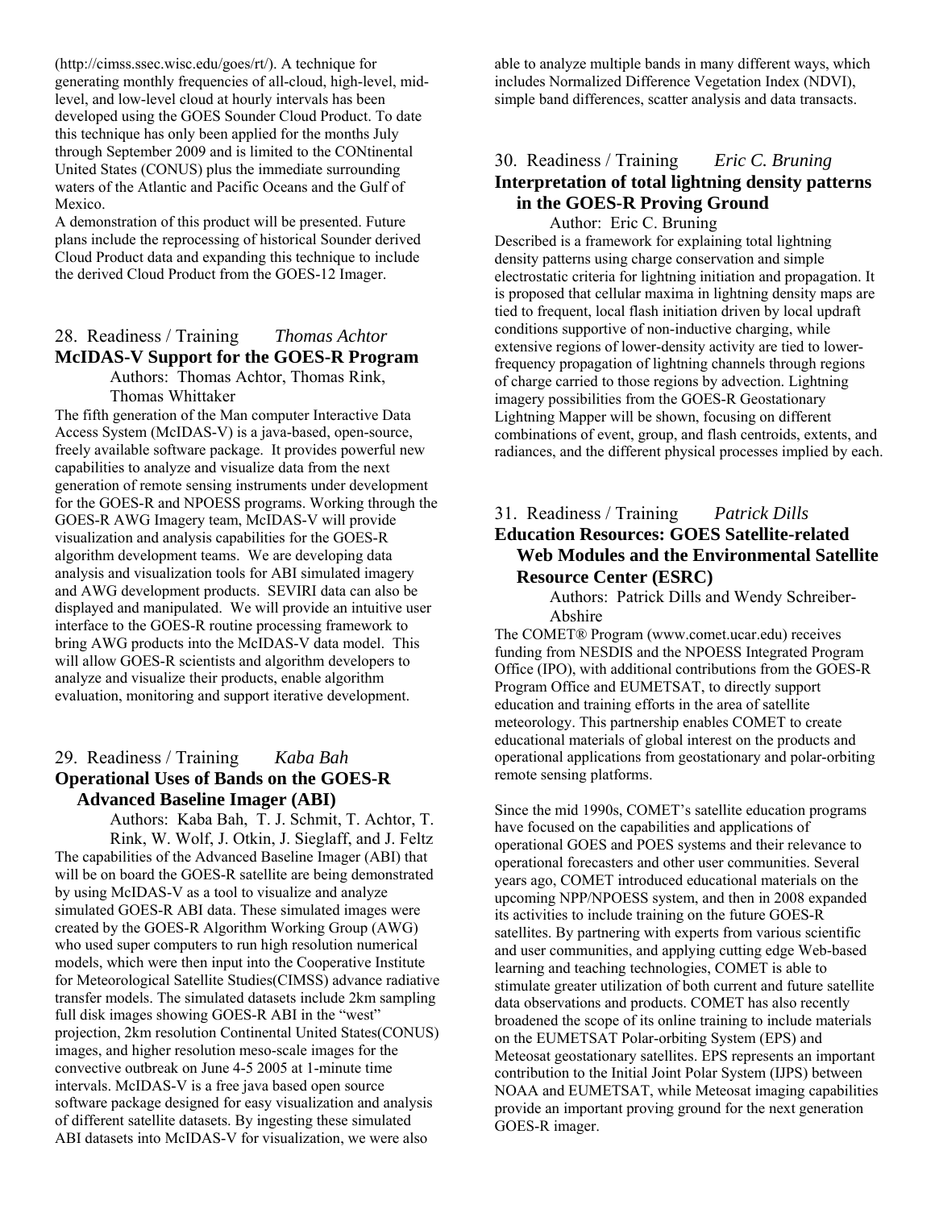(http://cimss.ssec.wisc.edu/goes/rt/). A technique for generating monthly frequencies of all-cloud, high-level, mid-level, and low-level cloud at hourly intervals has been developed using the GOES Sounder Cloud Product. To date this technique has only been applied for the months July through September 2009 and is limited to the CONtinental United States (CONUS) plus the immediate surrounding waters of the Atlantic and Pacific Oceans and the Gulf of Mexico.

A demonstration of this product will be presented. Future plans include the reprocessing of historical Sounder derived Cloud Product data and expanding this technique to include the derived Cloud Product from the GOES-12 Imager.

## 28. Readiness / Training *Thomas Achtor*

**McIDAS-V Support for the GOES-R Program**

Authors: Thomas Achtor, Thomas Rink, Thomas Whittaker

The fifth generation of the Man computer Interactive Data Access System (McIDAS-V) is a java-based, open-source, freely available software package. It provides powerful new capabilities to analyze and visualize data from the next generation of remote sensing instruments under development for the GOES-R and NPOESS programs. Working through the GOES-R AWG Imagery team, McIDAS-V will provide visualization and analysis capabilities for the GOES-R algorithm development teams. We are developing data analysis and visualization tools for ABI simulated imagery and AWG development products. SEVIRI data can also be displayed and manipulated. We will provide an intuitive user interface to the GOES-R routine processing framework to bring AWG products into the McIDAS-V data model. This will allow GOES-R scientists and algorithm developers to analyze and visualize their products, enable algorithm evaluation, monitoring and support iterative development.

## 29. Readiness / Training *Kaba Bah*

**Operational Uses of Bands on the GOES-R Advanced Baseline Imager (ABI)**

Authors: Kaba Bah, T. J. Schmit, T. Achtor, T. Rink, W. Wolf, J. Otkin, J. Sieglaff, and J. Feltz

The capabilities of the Advanced Baseline Imager (ABI) that will be on board the GOES-R satellite are being demonstrated by using McIDAS-V as a tool to visualize and analyze simulated GOES-R ABI data. These simulated images were created by the GOES-R Algorithm Working Group (AWG) who used super computers to run high resolution numerical models, which were then input into the Cooperative Institute for Meteorological Satellite Studies(CIMSS) advance radiative transfer models. The simulated datasets include 2km sampling full disk images showing GOES-R ABI in the "west" projection, 2km resolution Continental United States(CONUS) images, and higher resolution meso-scale images for the convective outbreak on June 4-5 2005 at 1-minute time intervals. McIDAS-V is a free java based open source software package designed for easy visualization and analysis of different satellite datasets. By ingesting these simulated ABI datasets into McIDAS-V for visualization, we were also able to analyze multiple bands in many different ways, which includes Normalized Difference Vegetation Index (NDVI), simple band differences, scatter analysis and data transacts.

## 30. Readiness / Training *Eric C. Bruning*

**Interpretation of total lightning density patterns in the GOES-R Proving Ground**

Author: Eric C. Bruning

Described is a framework for explaining total lightning density patterns using charge conservation and simple electrostatic criteria for lightning initiation and propagation. It is proposed that cellular maxima in lightning density maps are tied to frequent, local flash initiation driven by local updraft conditions supportive of non-inductive charging, while extensive regions of lower-density activity are tied to lower-frequency propagation of lightning channels through regions of charge carried to those regions by advection. Lightning imagery possibilities from the GOES-R Geostationary Lightning Mapper will be shown, focusing on different combinations of event, group, and flash centroids, extents, and radiances, and the different physical processes implied by each.

## 31. Readiness / Training *Patrick Dills*

**Education Resources: GOES Satellite-related Web Modules and the Environmental Satellite Resource Center (ESRC)**

Authors: Patrick Dills and Wendy Schreiber-Abshire

The COMET® Program (www.comet.ucar.edu) receives funding from NESDIS and the NPOESS Integrated Program Office (IPO), with additional contributions from the GOES-R Program Office and EUMETSAT, to directly support education and training efforts in the area of satellite meteorology. This partnership enables COMET to create educational materials of global interest on the products and operational applications from geostationary and polar-orbiting remote sensing platforms.

Since the mid 1990s, COMET's satellite education programs have focused on the capabilities and applications of operational GOES and POES systems and their relevance to operational forecasters and other user communities. Several years ago, COMET introduced educational materials on the upcoming NPP/NPOESS system, and then in 2008 expanded its activities to include training on the future GOES-R satellites. By partnering with experts from various scientific and user communities, and applying cutting edge Web-based learning and teaching technologies, COMET is able to stimulate greater utilization of both current and future satellite data observations and products. COMET has also recently broadened the scope of its online training to include materials on the EUMETSAT Polar-orbiting System (EPS) and Meteosat geostationary satellites. EPS represents an important contribution to the Initial Joint Polar System (IJPS) between NOAA and EUMETSAT, while Meteosat imaging capabilities provide an important proving ground for the next generation GOES-R imager.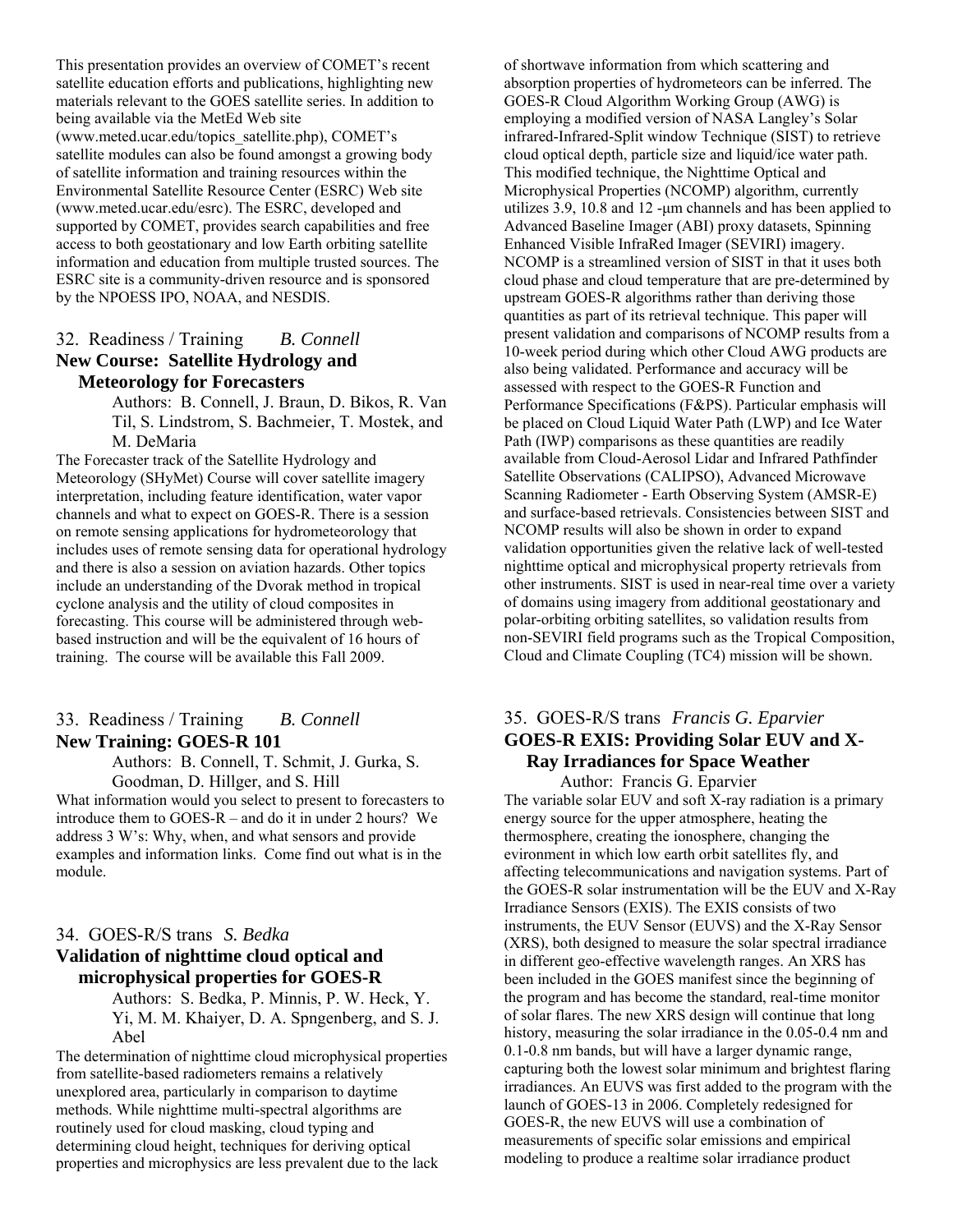This presentation provides an overview of COMET's recent satellite education efforts and publications, highlighting new materials relevant to the GOES satellite series. In addition to being available via the MetEd Web site (www.meted.ucar.edu/topics_satellite.php), COMET's satellite modules can also be found amongst a growing body of satellite information and training resources within the Environmental Satellite Resource Center (ESRC) Web site (www.meted.ucar.edu/esrc). The ESRC, developed and supported by COMET, provides search capabilities and free access to both geostationary and low Earth orbiting satellite information and education from multiple trusted sources. The ESRC site is a community-driven resource and is sponsored by the NPOESS IPO, NOAA, and NESDIS.

32. Readiness / Training *B. Connell*

## New Course: Satellite Hydrology and Meteorology for Forecasters

Authors: B. Connell, J. Braun, D. Bikos, R. Van Til, S. Lindstrom, S. Bachmeier, T. Mostek, and M. DeMaria

The Forecaster track of the Satellite Hydrology and Meteorology (SHyMet) Course will cover satellite imagery interpretation, including feature identification, water vapor channels and what to expect on GOES-R. There is a session on remote sensing applications for hydrometeorology that includes uses of remote sensing data for operational hydrology and there is also a session on aviation hazards. Other topics include an understanding of the Dvorak method in tropical cyclone analysis and the utility of cloud composites in forecasting. This course will be administered through web-based instruction and will be the equivalent of 16 hours of training. The course will be available this Fall 2009.

33. Readiness / Training *B. Connell*

## New Training: GOES-R 101

Authors: B. Connell, T. Schmit, J. Gurka, S. Goodman, D. Hillger, and S. Hill

What information would you select to present to forecasters to introduce them to GOES-R – and do it in under 2 hours? We address 3 W's: Why, when, and what sensors and provide examples and information links. Come find out what is in the module.

34. GOES-R/S trans *S. Bedka*

## Validation of nighttime cloud optical and microphysical properties for GOES-R

Authors: S. Bedka, P. Minnis, P. W. Heck, Y. Yi, M. M. Khaiyer, D. A. Spngenberg, and S. J. Abel

The determination of nighttime cloud microphysical properties from satellite-based radiometers remains a relatively unexplored area, particularly in comparison to daytime methods. While nighttime multi-spectral algorithms are routinely used for cloud masking, cloud typing and determining cloud height, techniques for deriving optical properties and microphysics are less prevalent due to the lack of shortwave information from which scattering and absorption properties of hydrometeors can be inferred. The GOES-R Cloud Algorithm Working Group (AWG) is employing a modified version of NASA Langley's Solar infrared-Infrared-Split window Technique (SIST) to retrieve cloud optical depth, particle size and liquid/ice water path. This modified technique, the Nighttime Optical and Microphysical Properties (NCOMP) algorithm, currently utilizes 3.9, 10.8 and 12 -µm channels and has been applied to Advanced Baseline Imager (ABI) proxy datasets, Spinning Enhanced Visible InfraRed Imager (SEVIRI) imagery. NCOMP is a streamlined version of SIST in that it uses both cloud phase and cloud temperature that are pre-determined by upstream GOES-R algorithms rather than deriving those quantities as part of its retrieval technique. This paper will present validation and comparisons of NCOMP results from a 10-week period during which other Cloud AWG products are also being validated. Performance and accuracy will be assessed with respect to the GOES-R Function and Performance Specifications (F&PS). Particular emphasis will be placed on Cloud Liquid Water Path (LWP) and Ice Water Path (IWP) comparisons as these quantities are readily available from Cloud-Aerosol Lidar and Infrared Pathfinder Satellite Observations (CALIPSO), Advanced Microwave Scanning Radiometer - Earth Observing System (AMSR-E) and surface-based retrievals. Consistencies between SIST and NCOMP results will also be shown in order to expand validation opportunities given the relative lack of well-tested nighttime optical and microphysical property retrievals from other instruments. SIST is used in near-real time over a variety of domains using imagery from additional geostationary and polar-orbiting orbiting satellites, so validation results from non-SEVIRI field programs such as the Tropical Composition, Cloud and Climate Coupling (TC4) mission will be shown.

35. GOES-R/S trans *Francis G. Eparvier*

## GOES-R EXIS: Providing Solar EUV and X-Ray Irradiances for Space Weather

Author: Francis G. Eparvier

The variable solar EUV and soft X-ray radiation is a primary energy source for the upper atmosphere, heating the thermosphere, creating the ionosphere, changing the evironment in which low earth orbit satellites fly, and affecting telecommunications and navigation systems. Part of the GOES-R solar instrumentation will be the EUV and X-Ray Irradiance Sensors (EXIS). The EXIS consists of two instruments, the EUV Sensor (EUVS) and the X-Ray Sensor (XRS), both designed to measure the solar spectral irradiance in different geo-effective wavelength ranges. An XRS has been included in the GOES manifest since the beginning of the program and has become the standard, real-time monitor of solar flares. The new XRS design will continue that long history, measuring the solar irradiance in the 0.05-0.4 nm and 0.1-0.8 nm bands, but will have a larger dynamic range, capturing both the lowest solar minimum and brightest flaring irradiances. An EUVS was first added to the program with the launch of GOES-13 in 2006. Completely redesigned for GOES-R, the new EUVS will use a combination of measurements of specific solar emissions and empirical modeling to produce a realtime solar irradiance product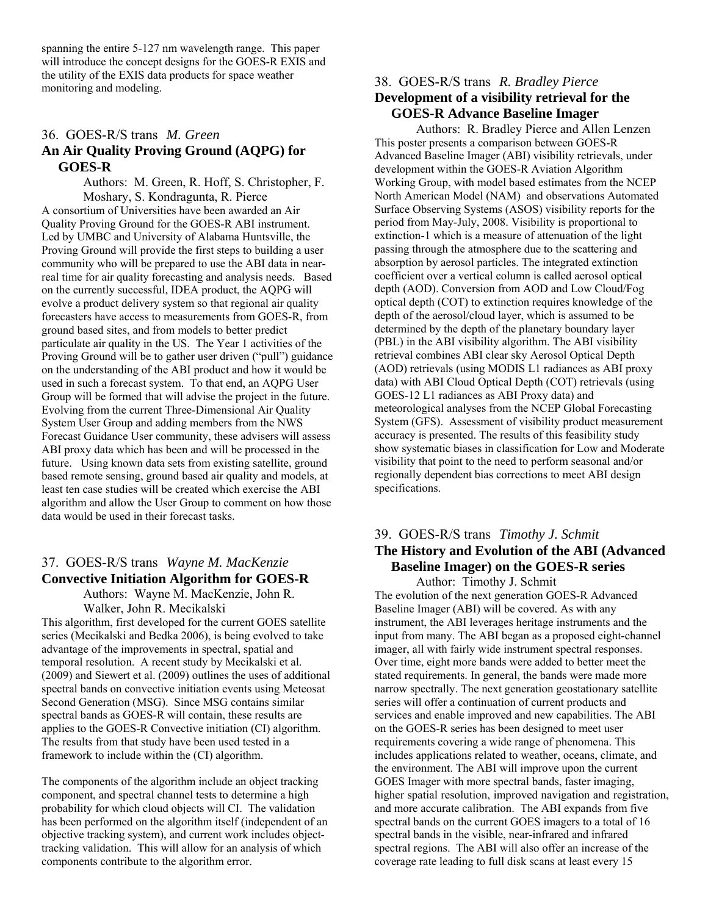spanning the entire 5-127 nm wavelength range. This paper will introduce the concept designs for the GOES-R EXIS and the utility of the EXIS data products for space weather monitoring and modeling.

## 36. GOES-R/S trans *M. Green*

### An Air Quality Proving Ground (AQPG) for GOES-R

Authors: M. Green, R. Hoff, S. Christopher, F. Moshary, S. Kondragunta, R. Pierce

A consortium of Universities have been awarded an Air Quality Proving Ground for the GOES-R ABI instrument. Led by UMBC and University of Alabama Huntsville, the Proving Ground will provide the first steps to building a user community who will be prepared to use the ABI data in near-real time for air quality forecasting and analysis needs. Based on the currently successful, IDEA product, the AQPG will evolve a product delivery system so that regional air quality forecasters have access to measurements from GOES-R, from ground based sites, and from models to better predict particulate air quality in the US. The Year 1 activities of the Proving Ground will be to gather user driven ("pull") guidance on the understanding of the ABI product and how it would be used in such a forecast system. To that end, an AQPG User Group will be formed that will advise the project in the future. Evolving from the current Three-Dimensional Air Quality System User Group and adding members from the NWS Forecast Guidance User community, these advisers will assess ABI proxy data which has been and will be processed in the future. Using known data sets from existing satellite, ground based remote sensing, ground based air quality and models, at least ten case studies will be created which exercise the ABI algorithm and allow the User Group to comment on how those data would be used in their forecast tasks.

## 37. GOES-R/S trans *Wayne M. MacKenzie*

### Convective Initiation Algorithm for GOES-R

Authors: Wayne M. MacKenzie, John R. Walker, John R. Mecikalski

This algorithm, first developed for the current GOES satellite series (Mecikalski and Bedka 2006), is being evolved to take advantage of the improvements in spectral, spatial and temporal resolution. A recent study by Mecikalski et al. (2009) and Siewert et al. (2009) outlines the uses of additional spectral bands on convective initiation events using Meteosat Second Generation (MSG). Since MSG contains similar spectral bands as GOES-R will contain, these results are applies to the GOES-R Convective initiation (CI) algorithm. The results from that study have been used tested in a framework to include within the (CI) algorithm.

The components of the algorithm include an object tracking component, and spectral channel tests to determine a high probability for which cloud objects will CI. The validation has been performed on the algorithm itself (independent of an objective tracking system), and current work includes object-tracking validation. This will allow for an analysis of which components contribute to the algorithm error.

## 38. GOES-R/S trans *R. Bradley Pierce*

### Development of a visibility retrieval for the GOES-R Advance Baseline Imager

Authors: R. Bradley Pierce and Allen Lenzen

This poster presents a comparison between GOES-R Advanced Baseline Imager (ABI) visibility retrievals, under development within the GOES-R Aviation Algorithm Working Group, with model based estimates from the NCEP North American Model (NAM) and observations Automated Surface Observing Systems (ASOS) visibility reports for the period from May-July, 2008. Visibility is proportional to extinction-1 which is a measure of attenuation of the light passing through the atmosphere due to the scattering and absorption by aerosol particles. The integrated extinction coefficient over a vertical column is called aerosol optical depth (AOD). Conversion from AOD and Low Cloud/Fog optical depth (COT) to extinction requires knowledge of the depth of the aerosol/cloud layer, which is assumed to be determined by the depth of the planetary boundary layer (PBL) in the ABI visibility algorithm. The ABI visibility retrieval combines ABI clear sky Aerosol Optical Depth (AOD) retrievals (using MODIS L1 radiances as ABI proxy data) with ABI Cloud Optical Depth (COT) retrievals (using GOES-12 L1 radiances as ABI Proxy data) and meteorological analyses from the NCEP Global Forecasting System (GFS). Assessment of visibility product measurement accuracy is presented. The results of this feasibility study show systematic biases in classification for Low and Moderate visibility that point to the need to perform seasonal and/or regionally dependent bias corrections to meet ABI design specifications.

## 39. GOES-R/S trans *Timothy J. Schmit*

### The History and Evolution of the ABI (Advanced Baseline Imager) on the GOES-R series

Author: Timothy J. Schmit

The evolution of the next generation GOES-R Advanced Baseline Imager (ABI) will be covered. As with any instrument, the ABI leverages heritage instruments and the input from many. The ABI began as a proposed eight-channel imager, all with fairly wide instrument spectral responses. Over time, eight more bands were added to better meet the stated requirements. In general, the bands were made more narrow spectrally. The next generation geostationary satellite series will offer a continuation of current products and services and enable improved and new capabilities. The ABI on the GOES-R series has been designed to meet user requirements covering a wide range of phenomena. This includes applications related to weather, oceans, climate, and the environment. The ABI will improve upon the current GOES Imager with more spectral bands, faster imaging, higher spatial resolution, improved navigation and registration, and more accurate calibration. The ABI expands from five spectral bands on the current GOES imagers to a total of 16 spectral bands in the visible, near-infrared and infrared spectral regions. The ABI will also offer an increase of the coverage rate leading to full disk scans at least every 15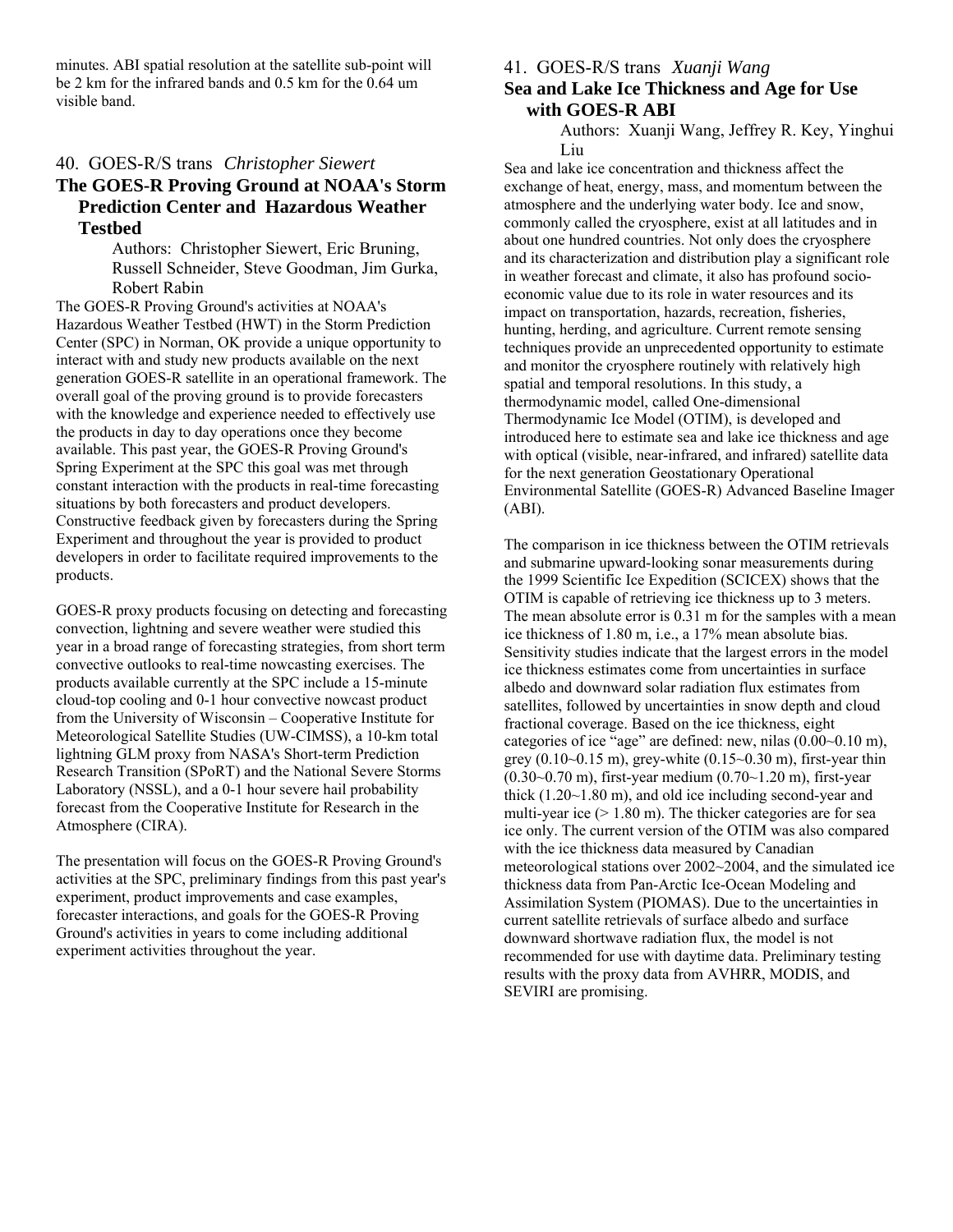minutes. ABI spatial resolution at the satellite sub-point will be 2 km for the infrared bands and 0.5 km for the 0.64 um visible band.

## 40. GOES-R/S trans *Christopher Siewert*

### The GOES-R Proving Ground at NOAA's Storm Prediction Center and Hazardous Weather Testbed

Authors: Christopher Siewert, Eric Bruning, Russell Schneider, Steve Goodman, Jim Gurka, Robert Rabin

The GOES-R Proving Ground's activities at NOAA's Hazardous Weather Testbed (HWT) in the Storm Prediction Center (SPC) in Norman, OK provide a unique opportunity to interact with and study new products available on the next generation GOES-R satellite in an operational framework. The overall goal of the proving ground is to provide forecasters with the knowledge and experience needed to effectively use the products in day to day operations once they become available. This past year, the GOES-R Proving Ground's Spring Experiment at the SPC this goal was met through constant interaction with the products in real-time forecasting situations by both forecasters and product developers. Constructive feedback given by forecasters during the Spring Experiment and throughout the year is provided to product developers in order to facilitate required improvements to the products.

GOES-R proxy products focusing on detecting and forecasting convection, lightning and severe weather were studied this year in a broad range of forecasting strategies, from short term convective outlooks to real-time nowcasting exercises. The products available currently at the SPC include a 15-minute cloud-top cooling and 0-1 hour convective nowcast product from the University of Wisconsin – Cooperative Institute for Meteorological Satellite Studies (UW-CIMSS), a 10-km total lightning GLM proxy from NASA's Short-term Prediction Research Transition (SPoRT) and the National Severe Storms Laboratory (NSSL), and a 0-1 hour severe hail probability forecast from the Cooperative Institute for Research in the Atmosphere (CIRA).

The presentation will focus on the GOES-R Proving Ground's activities at the SPC, preliminary findings from this past year's experiment, product improvements and case examples, forecaster interactions, and goals for the GOES-R Proving Ground's activities in years to come including additional experiment activities throughout the year.

## 41. GOES-R/S trans *Xuanji Wang*

### Sea and Lake Ice Thickness and Age for Use with GOES-R ABI

Authors: Xuanji Wang, Jeffrey R. Key, Yinghui Liu

Sea and lake ice concentration and thickness affect the exchange of heat, energy, mass, and momentum between the atmosphere and the underlying water body. Ice and snow, commonly called the cryosphere, exist at all latitudes and in about one hundred countries. Not only does the cryosphere and its characterization and distribution play a significant role in weather forecast and climate, it also has profound socio-economic value due to its role in water resources and its impact on transportation, hazards, recreation, fisheries, hunting, herding, and agriculture. Current remote sensing techniques provide an unprecedented opportunity to estimate and monitor the cryosphere routinely with relatively high spatial and temporal resolutions. In this study, a thermodynamic model, called One-dimensional Thermodynamic Ice Model (OTIM), is developed and introduced here to estimate sea and lake ice thickness and age with optical (visible, near-infrared, and infrared) satellite data for the next generation Geostationary Operational Environmental Satellite (GOES-R) Advanced Baseline Imager (ABI).

The comparison in ice thickness between the OTIM retrievals and submarine upward-looking sonar measurements during the 1999 Scientific Ice Expedition (SCICEX) shows that the OTIM is capable of retrieving ice thickness up to 3 meters. The mean absolute error is 0.31 m for the samples with a mean ice thickness of 1.80 m, i.e., a 17% mean absolute bias. Sensitivity studies indicate that the largest errors in the model ice thickness estimates come from uncertainties in surface albedo and downward solar radiation flux estimates from satellites, followed by uncertainties in snow depth and cloud fractional coverage. Based on the ice thickness, eight categories of ice "age" are defined: new, nilas (0.00~0.10 m), grey (0.10~0.15 m), grey-white (0.15~0.30 m), first-year thin (0.30~0.70 m), first-year medium (0.70~1.20 m), first-year thick (1.20~1.80 m), and old ice including second-year and multi-year ice (> 1.80 m). The thicker categories are for sea ice only. The current version of the OTIM was also compared with the ice thickness data measured by Canadian meteorological stations over 2002~2004, and the simulated ice thickness data from Pan-Arctic Ice-Ocean Modeling and Assimilation System (PIOMAS). Due to the uncertainties in current satellite retrievals of surface albedo and surface downward shortwave radiation flux, the model is not recommended for use with daytime data. Preliminary testing results with the proxy data from AVHRR, MODIS, and SEVIRI are promising.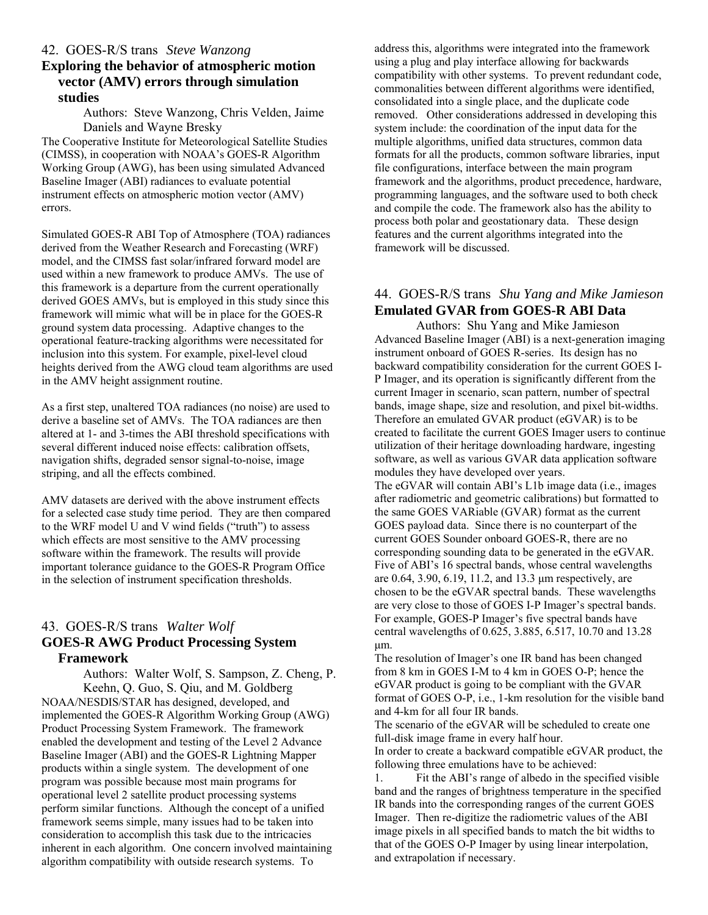## 42. GOES-R/S trans *Steve Wanzong*

### Exploring the behavior of atmospheric motion vector (AMV) errors through simulation studies

Authors: Steve Wanzong, Chris Velden, Jaime Daniels and Wayne Bresky

The Cooperative Institute for Meteorological Satellite Studies (CIMSS), in cooperation with NOAA's GOES-R Algorithm Working Group (AWG), has been using simulated Advanced Baseline Imager (ABI) radiances to evaluate potential instrument effects on atmospheric motion vector (AMV) errors.

Simulated GOES-R ABI Top of Atmosphere (TOA) radiances derived from the Weather Research and Forecasting (WRF) model, and the CIMSS fast solar/infrared forward model are used within a new framework to produce AMVs. The use of this framework is a departure from the current operationally derived GOES AMVs, but is employed in this study since this framework will mimic what will be in place for the GOES-R ground system data processing. Adaptive changes to the operational feature-tracking algorithms were necessitated for inclusion into this system. For example, pixel-level cloud heights derived from the AWG cloud team algorithms are used in the AMV height assignment routine.

As a first step, unaltered TOA radiances (no noise) are used to derive a baseline set of AMVs. The TOA radiances are then altered at 1- and 3-times the ABI threshold specifications with several different induced noise effects: calibration offsets, navigation shifts, degraded sensor signal-to-noise, image striping, and all the effects combined.

AMV datasets are derived with the above instrument effects for a selected case study time period. They are then compared to the WRF model U and V wind fields ("truth") to assess which effects are most sensitive to the AMV processing software within the framework. The results will provide important tolerance guidance to the GOES-R Program Office in the selection of instrument specification thresholds.

## 43. GOES-R/S trans *Walter Wolf*

### GOES-R AWG Product Processing System Framework

Authors: Walter Wolf, S. Sampson, Z. Cheng, P. Keehn, Q. Guo, S. Qiu, and M. Goldberg

NOAA/NESDIS/STAR has designed, developed, and implemented the GOES-R Algorithm Working Group (AWG) Product Processing System Framework. The framework enabled the development and testing of the Level 2 Advance Baseline Imager (ABI) and the GOES-R Lightning Mapper products within a single system. The development of one program was possible because most main programs for operational level 2 satellite product processing systems perform similar functions. Although the concept of a unified framework seems simple, many issues had to be taken into consideration to accomplish this task due to the intricacies inherent in each algorithm. One concern involved maintaining algorithm compatibility with outside research systems. To address this, algorithms were integrated into the framework using a plug and play interface allowing for backwards compatibility with other systems. To prevent redundant code, commonalities between different algorithms were identified, consolidated into a single place, and the duplicate code removed. Other considerations addressed in developing this system include: the coordination of the input data for the multiple algorithms, unified data structures, common data formats for all the products, common software libraries, input file configurations, interface between the main program framework and the algorithms, product precedence, hardware, programming languages, and the software used to both check and compile the code. The framework also has the ability to process both polar and geostationary data. These design features and the current algorithms integrated into the framework will be discussed.

## 44. GOES-R/S trans *Shu Yang and Mike Jamieson*

### Emulated GVAR from GOES-R ABI Data

Authors: Shu Yang and Mike Jamieson

Advanced Baseline Imager (ABI) is a next-generation imaging instrument onboard of GOES R-series. Its design has no backward compatibility consideration for the current GOES I-P Imager, and its operation is significantly different from the current Imager in scenario, scan pattern, number of spectral bands, image shape, size and resolution, and pixel bit-widths. Therefore an emulated GVAR product (eGVAR) is to be created to facilitate the current GOES Imager users to continue utilization of their heritage downloading hardware, ingesting software, as well as various GVAR data application software modules they have developed over years.

The eGVAR will contain ABI's L1b image data (i.e., images after radiometric and geometric calibrations) but formatted to the same GOES VARiable (GVAR) format as the current GOES payload data. Since there is no counterpart of the current GOES Sounder onboard GOES-R, there are no corresponding sounding data to be generated in the eGVAR. Five of ABI's 16 spectral bands, whose central wavelengths are 0.64, 3.90, 6.19, 11.2, and 13.3 μm respectively, are chosen to be the eGVAR spectral bands. These wavelengths are very close to those of GOES I-P Imager's spectral bands. For example, GOES-P Imager's five spectral bands have central wavelengths of 0.625, 3.885, 6.517, 10.70 and 13.28 μm.

The resolution of Imager's one IR band has been changed from 8 km in GOES I-M to 4 km in GOES O-P; hence the eGVAR product is going to be compliant with the GVAR format of GOES O-P, i.e., 1-km resolution for the visible band and 4-km for all four IR bands.

The scenario of the eGVAR will be scheduled to create one full-disk image frame in every half hour.

In order to create a backward compatible eGVAR product, the following three emulations have to be achieved:

1. Fit the ABI's range of albedo in the specified visible band and the ranges of brightness temperature in the specified IR bands into the corresponding ranges of the current GOES Imager. Then re-digitize the radiometric values of the ABI image pixels in all specified bands to match the bit widths to that of the GOES O-P Imager by using linear interpolation, and extrapolation if necessary.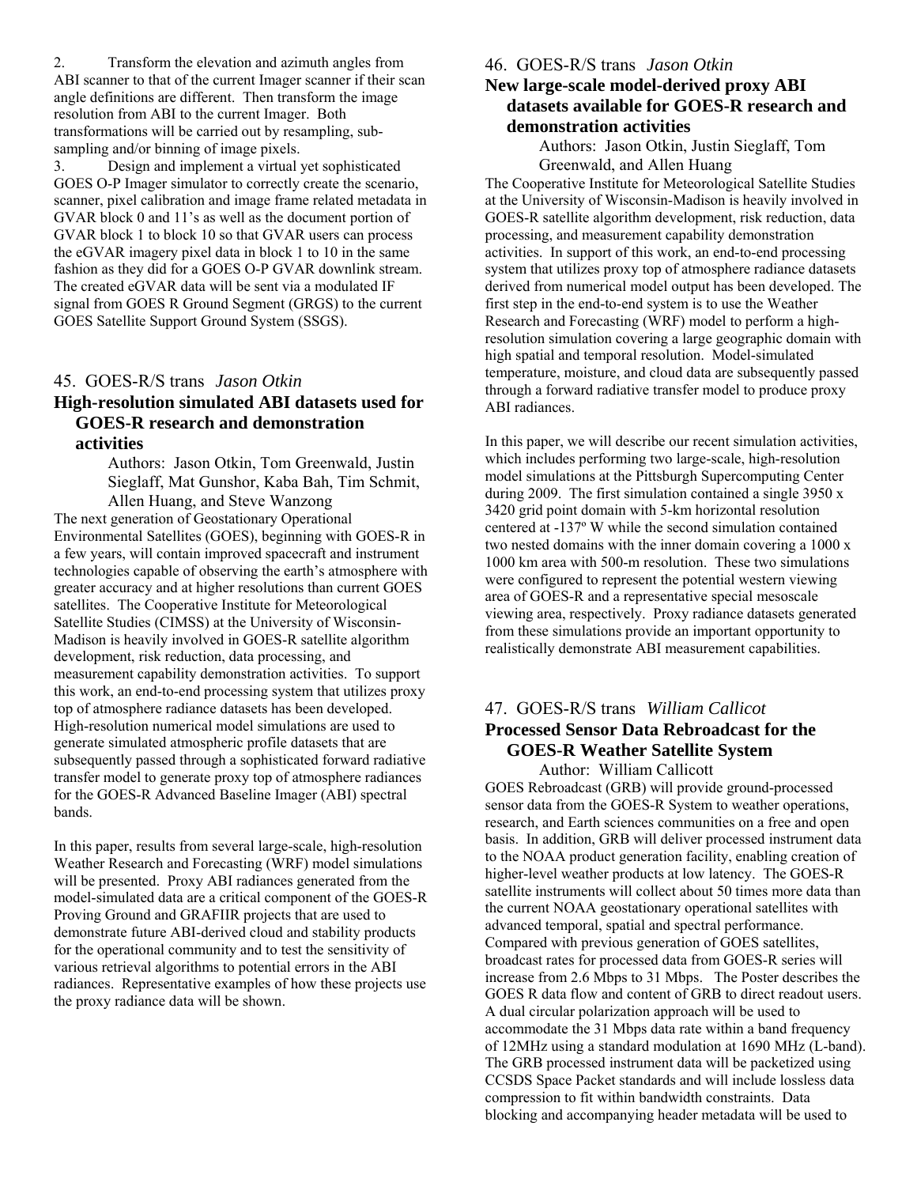2. Transform the elevation and azimuth angles from ABI scanner to that of the current Imager scanner if their scan angle definitions are different. Then transform the image resolution from ABI to the current Imager. Both transformations will be carried out by resampling, sub-sampling and/or binning of image pixels.

3. Design and implement a virtual yet sophisticated GOES O-P Imager simulator to correctly create the scenario, scanner, pixel calibration and image frame related metadata in GVAR block 0 and 11's as well as the document portion of GVAR block 1 to block 10 so that GVAR users can process the eGVAR imagery pixel data in block 1 to 10 in the same fashion as they did for a GOES O-P GVAR downlink stream. The created eGVAR data will be sent via a modulated IF signal from GOES R Ground Segment (GRGS) to the current GOES Satellite Support Ground System (SSGS).

### 45. GOES-R/S trans *Jason Otkin*

**High-resolution simulated ABI datasets used for GOES-R research and demonstration activities**

Authors: Jason Otkin, Tom Greenwald, Justin Sieglaff, Mat Gunshor, Kaba Bah, Tim Schmit, Allen Huang, and Steve Wanzong

The next generation of Geostationary Operational Environmental Satellites (GOES), beginning with GOES-R in a few years, will contain improved spacecraft and instrument technologies capable of observing the earth's atmosphere with greater accuracy and at higher resolutions than current GOES satellites. The Cooperative Institute for Meteorological Satellite Studies (CIMSS) at the University of Wisconsin-Madison is heavily involved in GOES-R satellite algorithm development, risk reduction, data processing, and measurement capability demonstration activities. To support this work, an end-to-end processing system that utilizes proxy top of atmosphere radiance datasets has been developed. High-resolution numerical model simulations are used to generate simulated atmospheric profile datasets that are subsequently passed through a sophisticated forward radiative transfer model to generate proxy top of atmosphere radiances for the GOES-R Advanced Baseline Imager (ABI) spectral bands.

In this paper, results from several large-scale, high-resolution Weather Research and Forecasting (WRF) model simulations will be presented. Proxy ABI radiances generated from the model-simulated data are a critical component of the GOES-R Proving Ground and GRAFIIR projects that are used to demonstrate future ABI-derived cloud and stability products for the operational community and to test the sensitivity of various retrieval algorithms to potential errors in the ABI radiances. Representative examples of how these projects use the proxy radiance data will be shown.

### 46. GOES-R/S trans *Jason Otkin*

**New large-scale model-derived proxy ABI datasets available for GOES-R research and demonstration activities**

Authors: Jason Otkin, Justin Sieglaff, Tom Greenwald, and Allen Huang

The Cooperative Institute for Meteorological Satellite Studies at the University of Wisconsin-Madison is heavily involved in GOES-R satellite algorithm development, risk reduction, data processing, and measurement capability demonstration activities. In support of this work, an end-to-end processing system that utilizes proxy top of atmosphere radiance datasets derived from numerical model output has been developed. The first step in the end-to-end system is to use the Weather Research and Forecasting (WRF) model to perform a high-resolution simulation covering a large geographic domain with high spatial and temporal resolution. Model-simulated temperature, moisture, and cloud data are subsequently passed through a forward radiative transfer model to produce proxy ABI radiances.

In this paper, we will describe our recent simulation activities, which includes performing two large-scale, high-resolution model simulations at the Pittsburgh Supercomputing Center during 2009. The first simulation contained a single 3950 x 3420 grid point domain with 5-km horizontal resolution centered at -137º W while the second simulation contained two nested domains with the inner domain covering a 1000 x 1000 km area with 500-m resolution. These two simulations were configured to represent the potential western viewing area of GOES-R and a representative special mesoscale viewing area, respectively. Proxy radiance datasets generated from these simulations provide an important opportunity to realistically demonstrate ABI measurement capabilities.

### 47. GOES-R/S trans *William Callicot*

**Processed Sensor Data Rebroadcast for the GOES-R Weather Satellite System**

Author: William Callicott

GOES Rebroadcast (GRB) will provide ground-processed sensor data from the GOES-R System to weather operations, research, and Earth sciences communities on a free and open basis. In addition, GRB will deliver processed instrument data to the NOAA product generation facility, enabling creation of higher-level weather products at low latency. The GOES-R satellite instruments will collect about 50 times more data than the current NOAA geostationary operational satellites with advanced temporal, spatial and spectral performance. Compared with previous generation of GOES satellites, broadcast rates for processed data from GOES-R series will increase from 2.6 Mbps to 31 Mbps. The Poster describes the GOES R data flow and content of GRB to direct readout users. A dual circular polarization approach will be used to accommodate the 31 Mbps data rate within a band frequency of 12MHz using a standard modulation at 1690 MHz (L-band). The GRB processed instrument data will be packetized using CCSDS Space Packet standards and will include lossless data compression to fit within bandwidth constraints. Data blocking and accompanying header metadata will be used to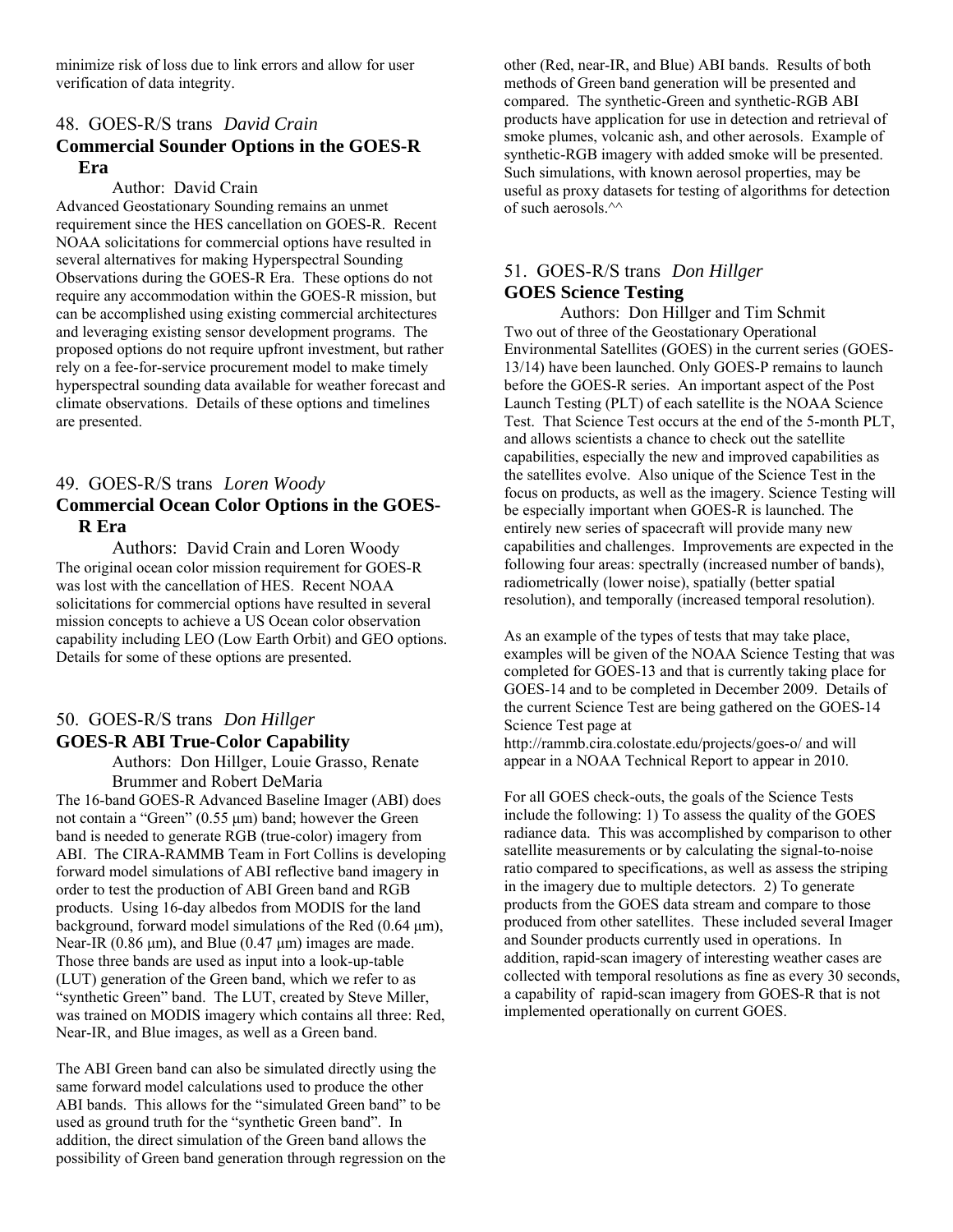minimize risk of loss due to link errors and allow for user verification of data integrity.

## 48. GOES-R/S trans *David Crain*

### Commercial Sounder Options in the GOES-R Era

Author: David Crain

Advanced Geostationary Sounding remains an unmet requirement since the HES cancellation on GOES-R. Recent NOAA solicitations for commercial options have resulted in several alternatives for making Hyperspectral Sounding Observations during the GOES-R Era. These options do not require any accommodation within the GOES-R mission, but can be accomplished using existing commercial architectures and leveraging existing sensor development programs. The proposed options do not require upfront investment, but rather rely on a fee-for-service procurement model to make timely hyperspectral sounding data available for weather forecast and climate observations. Details of these options and timelines are presented.

## 49. GOES-R/S trans *Loren Woody*

### Commercial Ocean Color Options in the GOES-R Era

Authors: David Crain and Loren Woody

The original ocean color mission requirement for GOES-R was lost with the cancellation of HES. Recent NOAA solicitations for commercial options have resulted in several mission concepts to achieve a US Ocean color observation capability including LEO (Low Earth Orbit) and GEO options. Details for some of these options are presented.

## 50. GOES-R/S trans *Don Hillger*

### GOES-R ABI True-Color Capability

Authors: Don Hillger, Louie Grasso, Renate Brummer and Robert DeMaria

The 16-band GOES-R Advanced Baseline Imager (ABI) does not contain a "Green" (0.55 µm) band; however the Green band is needed to generate RGB (true-color) imagery from ABI. The CIRA-RAMMB Team in Fort Collins is developing forward model simulations of ABI reflective band imagery in order to test the production of ABI Green band and RGB products. Using 16-day albedos from MODIS for the land background, forward model simulations of the Red (0.64 µm), Near-IR (0.86 µm), and Blue (0.47 µm) images are made. Those three bands are used as input into a look-up-table (LUT) generation of the Green band, which we refer to as "synthetic Green" band. The LUT, created by Steve Miller, was trained on MODIS imagery which contains all three: Red, Near-IR, and Blue images, as well as a Green band.

The ABI Green band can also be simulated directly using the same forward model calculations used to produce the other ABI bands. This allows for the "simulated Green band" to be used as ground truth for the "synthetic Green band". In addition, the direct simulation of the Green band allows the possibility of Green band generation through regression on the other (Red, near-IR, and Blue) ABI bands. Results of both methods of Green band generation will be presented and compared. The synthetic-Green and synthetic-RGB ABI products have application for use in detection and retrieval of smoke plumes, volcanic ash, and other aerosols. Example of synthetic-RGB imagery with added smoke will be presented. Such simulations, with known aerosol properties, may be useful as proxy datasets for testing of algorithms for detection of such aerosols.^^

## 51. GOES-R/S trans *Don Hillger*

### GOES Science Testing

Authors: Don Hillger and Tim Schmit

Two out of three of the Geostationary Operational Environmental Satellites (GOES) in the current series (GOES-13/14) have been launched. Only GOES-P remains to launch before the GOES-R series. An important aspect of the Post Launch Testing (PLT) of each satellite is the NOAA Science Test. That Science Test occurs at the end of the 5-month PLT, and allows scientists a chance to check out the satellite capabilities, especially the new and improved capabilities as the satellites evolve. Also unique of the Science Test in the focus on products, as well as the imagery. Science Testing will be especially important when GOES-R is launched. The entirely new series of spacecraft will provide many new capabilities and challenges. Improvements are expected in the following four areas: spectrally (increased number of bands), radiometrically (lower noise), spatially (better spatial resolution), and temporally (increased temporal resolution).

As an example of the types of tests that may take place, examples will be given of the NOAA Science Testing that was completed for GOES-13 and that is currently taking place for GOES-14 and to be completed in December 2009. Details of the current Science Test are being gathered on the GOES-14 Science Test page at http://rammb.cira.colostate.edu/projects/goes-o/ and will appear in a NOAA Technical Report to appear in 2010.

For all GOES check-outs, the goals of the Science Tests include the following: 1) To assess the quality of the GOES radiance data. This was accomplished by comparison to other satellite measurements or by calculating the signal-to-noise ratio compared to specifications, as well as assess the striping in the imagery due to multiple detectors. 2) To generate products from the GOES data stream and compare to those produced from other satellites. These included several Imager and Sounder products currently used in operations. In addition, rapid-scan imagery of interesting weather cases are collected with temporal resolutions as fine as every 30 seconds, a capability of rapid-scan imagery from GOES-R that is not implemented operationally on current GOES.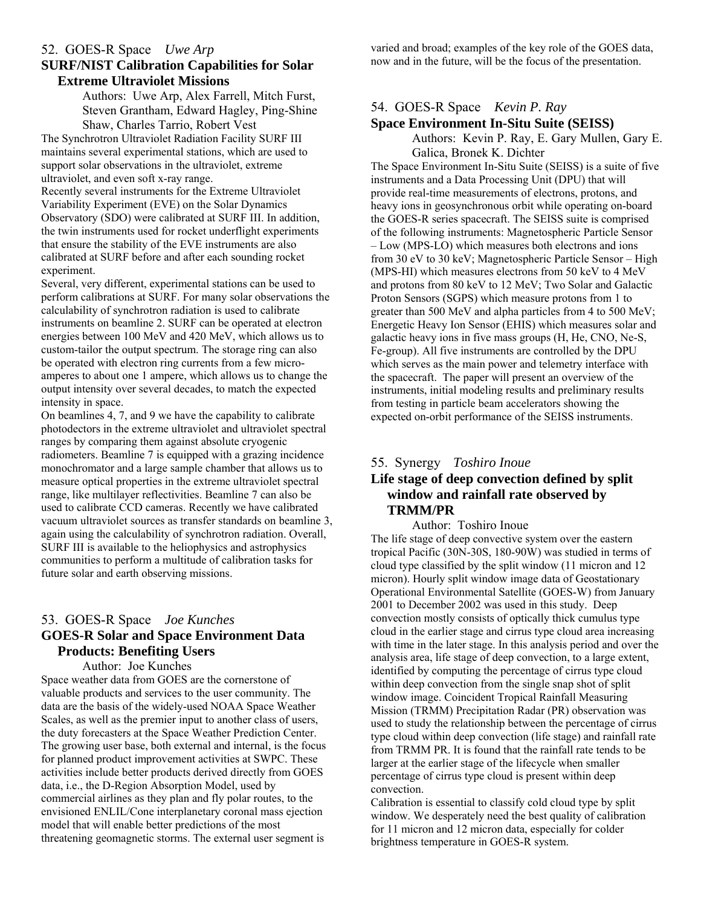52. GOES-R Space *Uwe Arp*

**SURF/NIST Calibration Capabilities for Solar Extreme Ultraviolet Missions**

Authors: Uwe Arp, Alex Farrell, Mitch Furst, Steven Grantham, Edward Hagley, Ping-Shine Shaw, Charles Tarrio, Robert Vest

The Synchrotron Ultraviolet Radiation Facility SURF III maintains several experimental stations, which are used to support solar observations in the ultraviolet, extreme ultraviolet, and even soft x-ray range.

Recently several instruments for the Extreme Ultraviolet Variability Experiment (EVE) on the Solar Dynamics Observatory (SDO) were calibrated at SURF III. In addition, the twin instruments used for rocket underflight experiments that ensure the stability of the EVE instruments are also calibrated at SURF before and after each sounding rocket experiment.

Several, very different, experimental stations can be used to perform calibrations at SURF. For many solar observations the calculability of synchrotron radiation is used to calibrate instruments on beamline 2. SURF can be operated at electron energies between 100 MeV and 420 MeV, which allows us to custom-tailor the output spectrum. The storage ring can also be operated with electron ring currents from a few micro-amperes to about one 1 ampere, which allows us to change the output intensity over several decades, to match the expected intensity in space.

On beamlines 4, 7, and 9 we have the capability to calibrate photodetectors in the extreme ultraviolet and ultraviolet spectral ranges by comparing them against absolute cryogenic radiometers. Beamline 7 is equipped with a grazing incidence monochromator and a large sample chamber that allows us to measure optical properties in the extreme ultraviolet spectral range, like multilayer reflectivities. Beamline 7 can also be used to calibrate CCD cameras. Recently we have calibrated vacuum ultraviolet sources as transfer standards on beamline 3, again using the calculability of synchrotron radiation. Overall, SURF III is available to the heliophysics and astrophysics communities to perform a multitude of calibration tasks for future solar and earth observing missions.

53. GOES-R Space *Joe Kunches*

**GOES-R Solar and Space Environment Data Products: Benefiting Users**

Author: Joe Kunches

Space weather data from GOES are the cornerstone of valuable products and services to the user community. The data are the basis of the widely-used NOAA Space Weather Scales, as well as the premier input to another class of users, the duty forecasters at the Space Weather Prediction Center. The growing user base, both external and internal, is the focus for planned product improvement activities at SWPC. These activities include better products derived directly from GOES data, i.e., the D-Region Absorption Model, used by commercial airlines as they plan and fly polar routes, to the envisioned ENLIL/Cone interplanetary coronal mass ejection model that will enable better predictions of the most threatening geomagnetic storms. The external user segment is varied and broad; examples of the key role of the GOES data, now and in the future, will be the focus of the presentation.

54. GOES-R Space *Kevin P. Ray*

**Space Environment In-Situ Suite (SEISS)**

Authors: Kevin P. Ray, E. Gary Mullen, Gary E. Galica, Bronek K. Dichter

The Space Environment In-Situ Suite (SEISS) is a suite of five instruments and a Data Processing Unit (DPU) that will provide real-time measurements of electrons, protons, and heavy ions in geosynchronous orbit while operating on-board the GOES-R series spacecraft. The SEISS suite is comprised of the following instruments: Magnetospheric Particle Sensor – Low (MPS-LO) which measures both electrons and ions from 30 eV to 30 keV; Magnetospheric Particle Sensor – High (MPS-HI) which measures electrons from 50 keV to 4 MeV and protons from 80 keV to 12 MeV; Two Solar and Galactic Proton Sensors (SGPS) which measure protons from 1 to greater than 500 MeV and alpha particles from 4 to 500 MeV; Energetic Heavy Ion Sensor (EHIS) which measures solar and galactic heavy ions in five mass groups (H, He, CNO, Ne-S, Fe-group). All five instruments are controlled by the DPU which serves as the main power and telemetry interface with the spacecraft. The paper will present an overview of the instruments, initial modeling results and preliminary results from testing in particle beam accelerators showing the expected on-orbit performance of the SEISS instruments.

55. Synergy *Toshiro Inoue*

**Life stage of deep convection defined by split window and rainfall rate observed by TRMM/PR**

Author: Toshiro Inoue

The life stage of deep convective system over the eastern tropical Pacific (30N-30S, 180-90W) was studied in terms of cloud type classified by the split window (11 micron and 12 micron). Hourly split window image data of Geostationary Operational Environmental Satellite (GOES-W) from January 2001 to December 2002 was used in this study. Deep convection mostly consists of optically thick cumulus type cloud in the earlier stage and cirrus type cloud area increasing with time in the later stage. In this analysis period and over the analysis area, life stage of deep convection, to a large extent, identified by computing the percentage of cirrus type cloud within deep convection from the single snap shot of split window image. Coincident Tropical Rainfall Measuring Mission (TRMM) Precipitation Radar (PR) observation was used to study the relationship between the percentage of cirrus type cloud within deep convection (life stage) and rainfall rate from TRMM PR. It is found that the rainfall rate tends to be larger at the earlier stage of the lifecycle when smaller percentage of cirrus type cloud is present within deep convection.

Calibration is essential to classify cold cloud type by split window. We desperately need the best quality of calibration for 11 micron and 12 micron data, especially for colder brightness temperature in GOES-R system.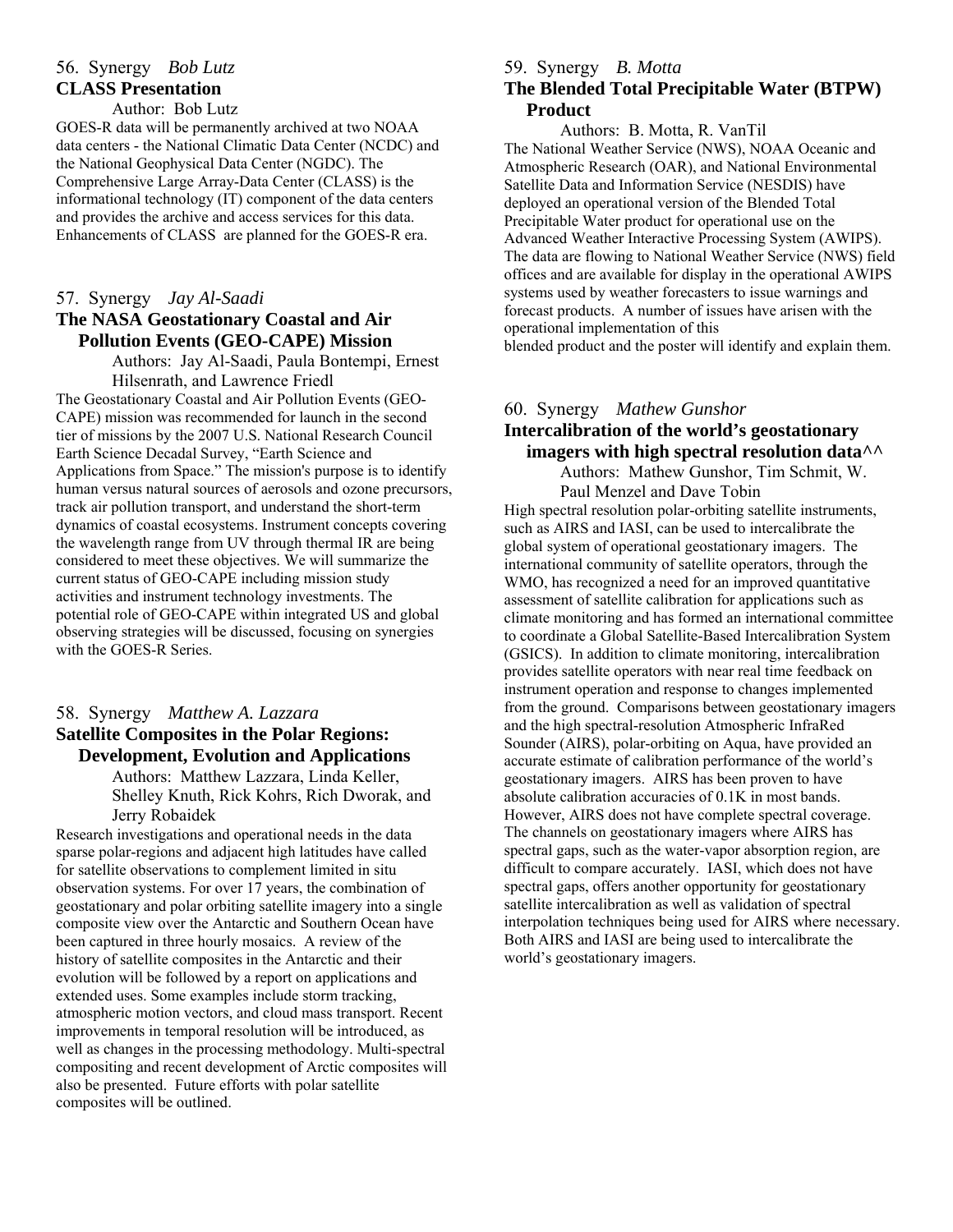56. Synergy *Bob Lutz*

**CLASS Presentation**

Author: Bob Lutz

GOES-R data will be permanently archived at two NOAA data centers - the National Climatic Data Center (NCDC) and the National Geophysical Data Center (NGDC). The Comprehensive Large Array-Data Center (CLASS) is the informational technology (IT) component of the data centers and provides the archive and access services for this data. Enhancements of CLASS are planned for the GOES-R era.

57. Synergy *Jay Al-Saadi*

**The NASA Geostationary Coastal and Air Pollution Events (GEO-CAPE) Mission**

Authors: Jay Al-Saadi, Paula Bontempi, Ernest Hilsenrath, and Lawrence Friedl

The Geostationary Coastal and Air Pollution Events (GEO-CAPE) mission was recommended for launch in the second tier of missions by the 2007 U.S. National Research Council Earth Science Decadal Survey, "Earth Science and Applications from Space." The mission's purpose is to identify human versus natural sources of aerosols and ozone precursors, track air pollution transport, and understand the short-term dynamics of coastal ecosystems. Instrument concepts covering the wavelength range from UV through thermal IR are being considered to meet these objectives. We will summarize the current status of GEO-CAPE including mission study activities and instrument technology investments. The potential role of GEO-CAPE within integrated US and global observing strategies will be discussed, focusing on synergies with the GOES-R Series.

58. Synergy *Matthew A. Lazzara*

**Satellite Composites in the Polar Regions: Development, Evolution and Applications**

Authors: Matthew Lazzara, Linda Keller, Shelley Knuth, Rick Kohrs, Rich Dworak, and Jerry Robaidek

Research investigations and operational needs in the data sparse polar-regions and adjacent high latitudes have called for satellite observations to complement limited in situ observation systems. For over 17 years, the combination of geostationary and polar orbiting satellite imagery into a single composite view over the Antarctic and Southern Ocean have been captured in three hourly mosaics. A review of the history of satellite composites in the Antarctic and their evolution will be followed by a report on applications and extended uses. Some examples include storm tracking, atmospheric motion vectors, and cloud mass transport. Recent improvements in temporal resolution will be introduced, as well as changes in the processing methodology. Multi-spectral compositing and recent development of Arctic composites will also be presented. Future efforts with polar satellite composites will be outlined.

59. Synergy *B. Motta*

**The Blended Total Precipitable Water (BTPW) Product**

Authors: B. Motta, R. VanTil

The National Weather Service (NWS), NOAA Oceanic and Atmospheric Research (OAR), and National Environmental Satellite Data and Information Service (NESDIS) have deployed an operational version of the Blended Total Precipitable Water product for operational use on the Advanced Weather Interactive Processing System (AWIPS). The data are flowing to National Weather Service (NWS) field offices and are available for display in the operational AWIPS systems used by weather forecasters to issue warnings and forecast products. A number of issues have arisen with the operational implementation of this blended product and the poster will identify and explain them.

60. Synergy *Mathew Gunshor*

**Intercalibration of the world's geostationary imagers with high spectral resolution data^^**

Authors: Mathew Gunshor, Tim Schmit, W. Paul Menzel and Dave Tobin

High spectral resolution polar-orbiting satellite instruments, such as AIRS and IASI, can be used to intercalibrate the global system of operational geostationary imagers. The international community of satellite operators, through the WMO, has recognized a need for an improved quantitative assessment of satellite calibration for applications such as climate monitoring and has formed an international committee to coordinate a Global Satellite-Based Intercalibration System (GSICS). In addition to climate monitoring, intercalibration provides satellite operators with near real time feedback on instrument operation and response to changes implemented from the ground. Comparisons between geostationary imagers and the high spectral-resolution Atmospheric InfraRed Sounder (AIRS), polar-orbiting on Aqua, have provided an accurate estimate of calibration performance of the world's geostationary imagers. AIRS has been proven to have absolute calibration accuracies of 0.1K in most bands. However, AIRS does not have complete spectral coverage. The channels on geostationary imagers where AIRS has spectral gaps, such as the water-vapor absorption region, are difficult to compare accurately. IASI, which does not have spectral gaps, offers another opportunity for geostationary satellite intercalibration as well as validation of spectral interpolation techniques being used for AIRS where necessary. Both AIRS and IASI are being used to intercalibrate the world's geostationary imagers.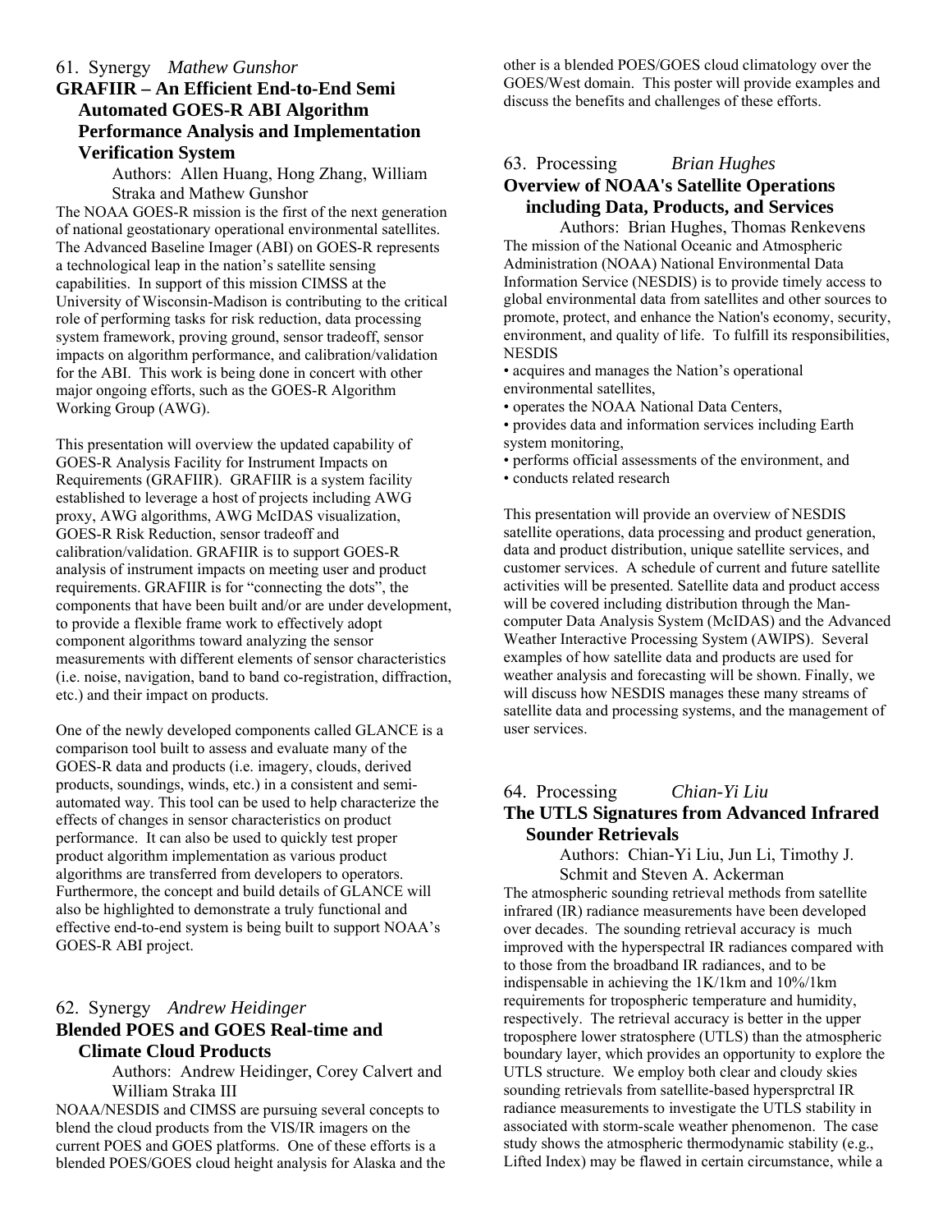61. Synergy *Mathew Gunshor*

**GRAFIIR – An Efficient End-to-End Semi Automated GOES-R ABI Algorithm Performance Analysis and Implementation Verification System**

Authors: Allen Huang, Hong Zhang, William Straka and Mathew Gunshor

The NOAA GOES-R mission is the first of the next generation of national geostationary operational environmental satellites. The Advanced Baseline Imager (ABI) on GOES-R represents a technological leap in the nation's satellite sensing capabilities. In support of this mission CIMSS at the University of Wisconsin-Madison is contributing to the critical role of performing tasks for risk reduction, data processing system framework, proving ground, sensor tradeoff, sensor impacts on algorithm performance, and calibration/validation for the ABI. This work is being done in concert with other major ongoing efforts, such as the GOES-R Algorithm Working Group (AWG).

This presentation will overview the updated capability of GOES-R Analysis Facility for Instrument Impacts on Requirements (GRAFIIR). GRAFIIR is a system facility established to leverage a host of projects including AWG proxy, AWG algorithms, AWG McIDAS visualization, GOES-R Risk Reduction, sensor tradeoff and calibration/validation. GRAFIIR is to support GOES-R analysis of instrument impacts on meeting user and product requirements. GRAFIIR is for "connecting the dots", the components that have been built and/or are under development, to provide a flexible frame work to effectively adopt component algorithms toward analyzing the sensor measurements with different elements of sensor characteristics (i.e. noise, navigation, band to band co-registration, diffraction, etc.) and their impact on products.

One of the newly developed components called GLANCE is a comparison tool built to assess and evaluate many of the GOES-R data and products (i.e. imagery, clouds, derived products, soundings, winds, etc.) in a consistent and semi-automated way. This tool can be used to help characterize the effects of changes in sensor characteristics on product performance. It can also be used to quickly test proper product algorithm implementation as various product algorithms are transferred from developers to operators. Furthermore, the concept and build details of GLANCE will also be highlighted to demonstrate a truly functional and effective end-to-end system is being built to support NOAA's GOES-R ABI project.

62. Synergy *Andrew Heidinger*

**Blended POES and GOES Real-time and Climate Cloud Products**

Authors: Andrew Heidinger, Corey Calvert and William Straka III

NOAA/NESDIS and CIMSS are pursuing several concepts to blend the cloud products from the VIS/IR imagers on the current POES and GOES platforms. One of these efforts is a blended POES/GOES cloud height analysis for Alaska and the other is a blended POES/GOES cloud climatology over the GOES/West domain. This poster will provide examples and discuss the benefits and challenges of these efforts.

63. Processing *Brian Hughes*

**Overview of NOAA's Satellite Operations including Data, Products, and Services**

Authors: Brian Hughes, Thomas Renkevens

The mission of the National Oceanic and Atmospheric Administration (NOAA) National Environmental Data Information Service (NESDIS) is to provide timely access to global environmental data from satellites and other sources to promote, protect, and enhance the Nation's economy, security, environment, and quality of life. To fulfill its responsibilities, NESDIS

- acquires and manages the Nation's operational environmental satellites,
- operates the NOAA National Data Centers,
- provides data and information services including Earth system monitoring,
- performs official assessments of the environment, and
- conducts related research

This presentation will provide an overview of NESDIS satellite operations, data processing and product generation, data and product distribution, unique satellite services, and customer services. A schedule of current and future satellite activities will be presented. Satellite data and product access will be covered including distribution through the Man-computer Data Analysis System (McIDAS) and the Advanced Weather Interactive Processing System (AWIPS). Several examples of how satellite data and products are used for weather analysis and forecasting will be shown. Finally, we will discuss how NESDIS manages these many streams of satellite data and processing systems, and the management of user services.

64. Processing *Chian-Yi Liu*

**The UTLS Signatures from Advanced Infrared Sounder Retrievals**

Authors: Chian-Yi Liu, Jun Li, Timothy J. Schmit and Steven A. Ackerman

The atmospheric sounding retrieval methods from satellite infrared (IR) radiance measurements have been developed over decades. The sounding retrieval accuracy is much improved with the hyperspectral IR radiances compared with to those from the broadband IR radiances, and to be indispensable in achieving the 1K/1km and 10%/1km requirements for tropospheric temperature and humidity, respectively. The retrieval accuracy is better in the upper troposphere lower stratosphere (UTLS) than the atmospheric boundary layer, which provides an opportunity to explore the UTLS structure. We employ both clear and cloudy skies sounding retrievals from satellite-based hyperspr​ctral IR radiance measurements to investigate the UTLS stability in associated with storm-scale weather phenomenon. The case study shows the atmospheric thermodynamic stability (e.g., Lifted Index) may be flawed in certain circumstance, while a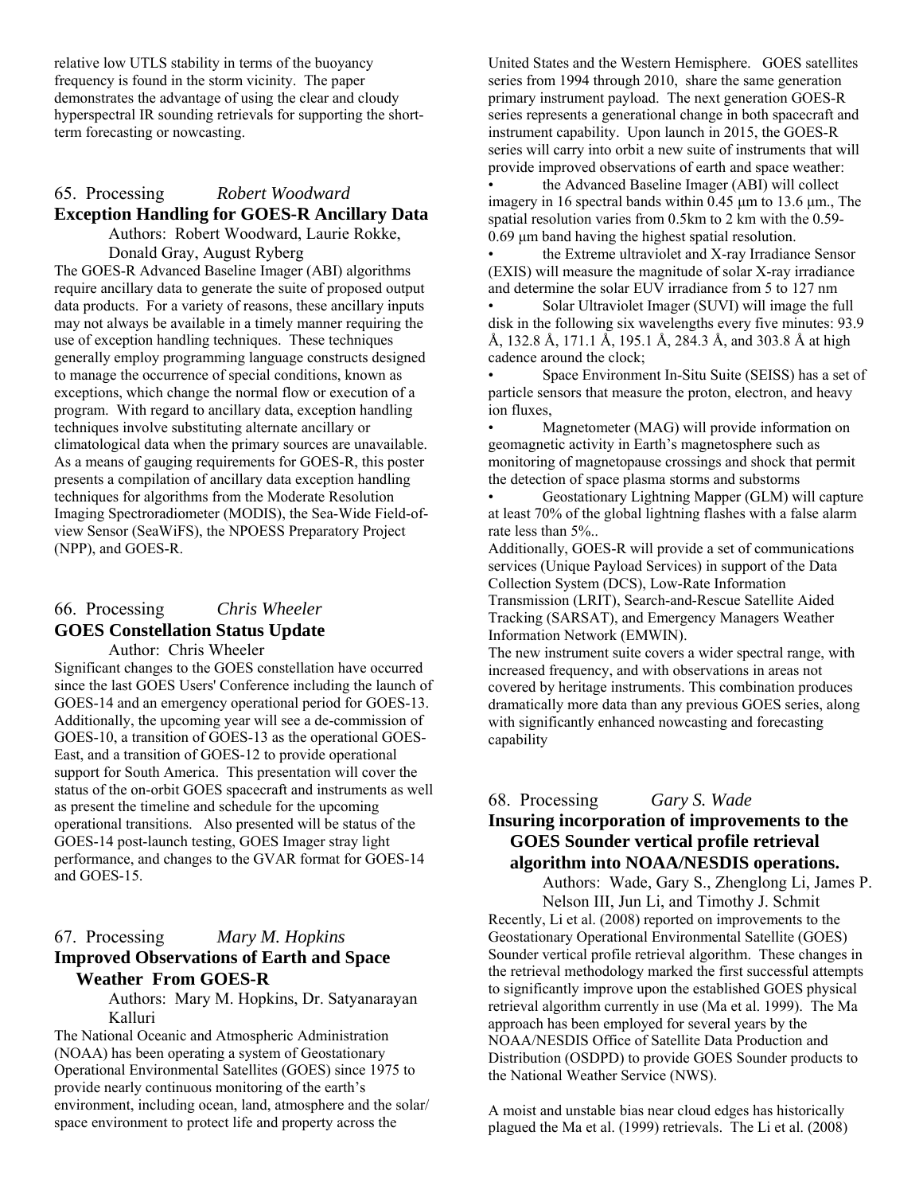relative low UTLS stability in terms of the buoyancy frequency is found in the storm vicinity. The paper demonstrates the advantage of using the clear and cloudy hyperspectral IR sounding retrievals for supporting the short-term forecasting or nowcasting.

## 65. Processing *Robert Woodward*

### Exception Handling for GOES-R Ancillary Data

Authors: Robert Woodward, Laurie Rokke, Donald Gray, August Ryberg

The GOES-R Advanced Baseline Imager (ABI) algorithms require ancillary data to generate the suite of proposed output data products. For a variety of reasons, these ancillary inputs may not always be available in a timely manner requiring the use of exception handling techniques. These techniques generally employ programming language constructs designed to manage the occurrence of special conditions, known as exceptions, which change the normal flow or execution of a program. With regard to ancillary data, exception handling techniques involve substituting alternate ancillary or climatological data when the primary sources are unavailable. As a means of gauging requirements for GOES-R, this poster presents a compilation of ancillary data exception handling techniques for algorithms from the Moderate Resolution Imaging Spectroradiometer (MODIS), the Sea-Wide Field-of-view Sensor (SeaWiFS), the NPOESS Preparatory Project (NPP), and GOES-R.

## 66. Processing *Chris Wheeler*

### GOES Constellation Status Update

Author: Chris Wheeler

Significant changes to the GOES constellation have occurred since the last GOES Users' Conference including the launch of GOES-14 and an emergency operational period for GOES-13. Additionally, the upcoming year will see a de-commission of GOES-10, a transition of GOES-13 as the operational GOES-East, and a transition of GOES-12 to provide operational support for South America. This presentation will cover the status of the on-orbit GOES spacecraft and instruments as well as present the timeline and schedule for the upcoming operational transitions. Also presented will be status of the GOES-14 post-launch testing, GOES Imager stray light performance, and changes to the GVAR format for GOES-14 and GOES-15.

## 67. Processing *Mary M. Hopkins*

### Improved Observations of Earth and Space Weather From GOES-R

Authors: Mary M. Hopkins, Dr. Satyanarayan Kalluri

The National Oceanic and Atmospheric Administration (NOAA) has been operating a system of Geostationary Operational Environmental Satellites (GOES) since 1975 to provide nearly continuous monitoring of the earth's environment, including ocean, land, atmosphere and the solar/ space environment to protect life and property across the United States and the Western Hemisphere. GOES satellites series from 1994 through 2010, share the same generation primary instrument payload. The next generation GOES-R series represents a generational change in both spacecraft and instrument capability. Upon launch in 2015, the GOES-R series will carry into orbit a new suite of instruments that will provide improved observations of earth and space weather:

- the Advanced Baseline Imager (ABI) will collect imagery in 16 spectral bands within 0.45 µm to 13.6 µm., The spatial resolution varies from 0.5km to 2 km with the 0.59-0.69 µm band having the highest spatial resolution.
- the Extreme ultraviolet and X-ray Irradiance Sensor (EXIS) will measure the magnitude of solar X-ray irradiance and determine the solar EUV irradiance from 5 to 127 nm
- Solar Ultraviolet Imager (SUVI) will image the full disk in the following six wavelengths every five minutes: 93.9 Å, 132.8 Å, 171.1 Å, 195.1 Å, 284.3 Å, and 303.8 Å at high cadence around the clock;
- Space Environment In-Situ Suite (SEISS) has a set of particle sensors that measure the proton, electron, and heavy ion fluxes,
- Magnetometer (MAG) will provide information on geomagnetic activity in Earth's magnetosphere such as monitoring of magnetopause crossings and shock that permit the detection of space plasma storms and substorms
- Geostationary Lightning Mapper (GLM) will capture at least 70% of the global lightning flashes with a false alarm rate less than 5%..

Additionally, GOES-R will provide a set of communications services (Unique Payload Services) in support of the Data Collection System (DCS), Low-Rate Information Transmission (LRIT), Search-and-Rescue Satellite Aided Tracking (SARSAT), and Emergency Managers Weather Information Network (EMWIN).

The new instrument suite covers a wider spectral range, with increased frequency, and with observations in areas not covered by heritage instruments. This combination produces dramatically more data than any previous GOES series, along with significantly enhanced nowcasting and forecasting capability

## 68. Processing *Gary S. Wade*

### Insuring incorporation of improvements to the GOES Sounder vertical profile retrieval algorithm into NOAA/NESDIS operations.

Authors: Wade, Gary S., Zhenglong Li, James P. Nelson III, Jun Li, and Timothy J. Schmit

Recently, Li et al. (2008) reported on improvements to the Geostationary Operational Environmental Satellite (GOES) Sounder vertical profile retrieval algorithm. These changes in the retrieval methodology marked the first successful attempts to significantly improve upon the established GOES physical retrieval algorithm currently in use (Ma et al. 1999). The Ma approach has been employed for several years by the NOAA/NESDIS Office of Satellite Data Production and Distribution (OSDPD) to provide GOES Sounder products to the National Weather Service (NWS).

A moist and unstable bias near cloud edges has historically plagued the Ma et al. (1999) retrievals. The Li et al. (2008)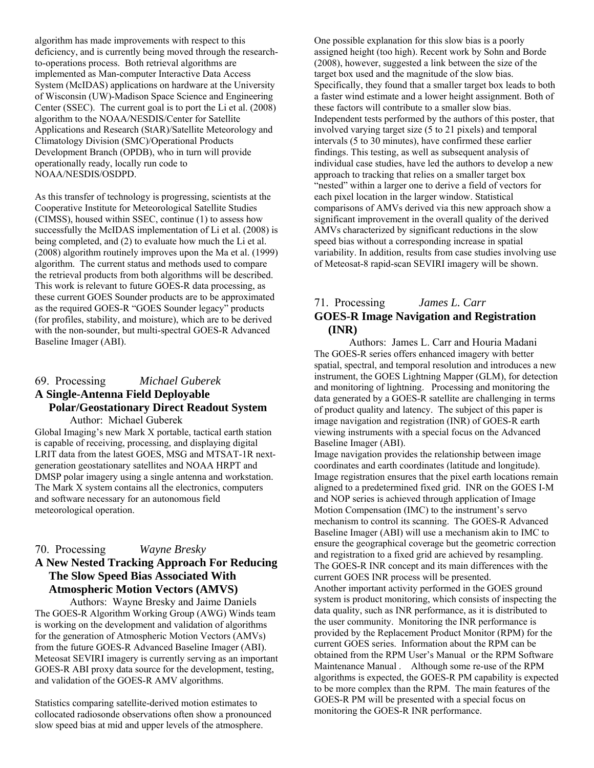algorithm has made improvements with respect to this deficiency, and is currently being moved through the research-to-operations process. Both retrieval algorithms are implemented as Man-computer Interactive Data Access System (McIDAS) applications on hardware at the University of Wisconsin (UW)-Madison Space Science and Engineering Center (SSEC). The current goal is to port the Li et al. (2008) algorithm to the NOAA/NESDIS/Center for Satellite Applications and Research (StAR)/Satellite Meteorology and Climatology Division (SMC)/Operational Products Development Branch (OPDB), who in turn will provide operationally ready, locally run code to NOAA/NESDIS/OSDPD.

As this transfer of technology is progressing, scientists at the Cooperative Institute for Meteorological Satellite Studies (CIMSS), housed within SSEC, continue (1) to assess how successfully the McIDAS implementation of Li et al. (2008) is being completed, and (2) to evaluate how much the Li et al. (2008) algorithm routinely improves upon the Ma et al. (1999) algorithm. The current status and methods used to compare the retrieval products from both algorithms will be described. This work is relevant to future GOES-R data processing, as these current GOES Sounder products are to be approximated as the required GOES-R "GOES Sounder legacy" products (for profiles, stability, and moisture), which are to be derived with the non-sounder, but multi-spectral GOES-R Advanced Baseline Imager (ABI).

## 69. Processing *Michael Guberek*

### A Single-Antenna Field Deployable Polar/Geostationary Direct Readout System

Author: Michael Guberek

Global Imaging's new Mark X portable, tactical earth station is capable of receiving, processing, and displaying digital LRIT data from the latest GOES, MSG and MTSAT-1R next-generation geostationary satellites and NOAA HRPT and DMSP polar imagery using a single antenna and workstation. The Mark X system contains all the electronics, computers and software necessary for an autonomous field meteorological operation.

## 70. Processing *Wayne Bresky*

### A New Nested Tracking Approach For Reducing The Slow Speed Bias Associated With Atmospheric Motion Vectors (AMVS)

Authors: Wayne Bresky and Jaime Daniels

The GOES-R Algorithm Working Group (AWG) Winds team is working on the development and validation of algorithms for the generation of Atmospheric Motion Vectors (AMVs) from the future GOES-R Advanced Baseline Imager (ABI). Meteosat SEVIRI imagery is currently serving as an important GOES-R ABI proxy data source for the development, testing, and validation of the GOES-R AMV algorithms.

Statistics comparing satellite-derived motion estimates to collocated radiosonde observations often show a pronounced slow speed bias at mid and upper levels of the atmosphere. One possible explanation for this slow bias is a poorly assigned height (too high). Recent work by Sohn and Borde (2008), however, suggested a link between the size of the target box used and the magnitude of the slow bias. Specifically, they found that a smaller target box leads to both a faster wind estimate and a lower height assignment. Both of these factors will contribute to a smaller slow bias. Independent tests performed by the authors of this poster, that involved varying target size (5 to 21 pixels) and temporal intervals (5 to 30 minutes), have confirmed these earlier findings. This testing, as well as subsequent analysis of individual case studies, have led the authors to develop a new approach to tracking that relies on a smaller target box "nested" within a larger one to derive a field of vectors for each pixel location in the larger window. Statistical comparisons of AMVs derived via this new approach show a significant improvement in the overall quality of the derived AMVs characterized by significant reductions in the slow speed bias without a corresponding increase in spatial variability. In addition, results from case studies involving use of Meteosat-8 rapid-scan SEVIRI imagery will be shown.

## 71. Processing *James L. Carr*

### GOES-R Image Navigation and Registration (INR)

Authors: James L. Carr and Houria Madani

The GOES-R series offers enhanced imagery with better spatial, spectral, and temporal resolution and introduces a new instrument, the GOES Lightning Mapper (GLM), for detection and monitoring of lightning. Processing and monitoring the data generated by a GOES-R satellite are challenging in terms of product quality and latency. The subject of this paper is image navigation and registration (INR) of GOES-R earth viewing instruments with a special focus on the Advanced Baseline Imager (ABI).

Image navigation provides the relationship between image coordinates and earth coordinates (latitude and longitude). Image registration ensures that the pixel earth locations remain aligned to a predetermined fixed grid. INR on the GOES I-M and NOP series is achieved through application of Image Motion Compensation (IMC) to the instrument's servo mechanism to control its scanning. The GOES-R Advanced Baseline Imager (ABI) will use a mechanism akin to IMC to ensure the geographical coverage but the geometric correction and registration to a fixed grid are achieved by resampling. The GOES-R INR concept and its main differences with the current GOES INR process will be presented.

Another important activity performed in the GOES ground system is product monitoring, which consists of inspecting the data quality, such as INR performance, as it is distributed to the user community. Monitoring the INR performance is provided by the Replacement Product Monitor (RPM) for the current GOES series. Information about the RPM can be obtained from the RPM User's Manual or the RPM Software Maintenance Manual . Although some re-use of the RPM algorithms is expected, the GOES-R PM capability is expected to be more complex than the RPM. The main features of the GOES-R PM will be presented with a special focus on monitoring the GOES-R INR performance.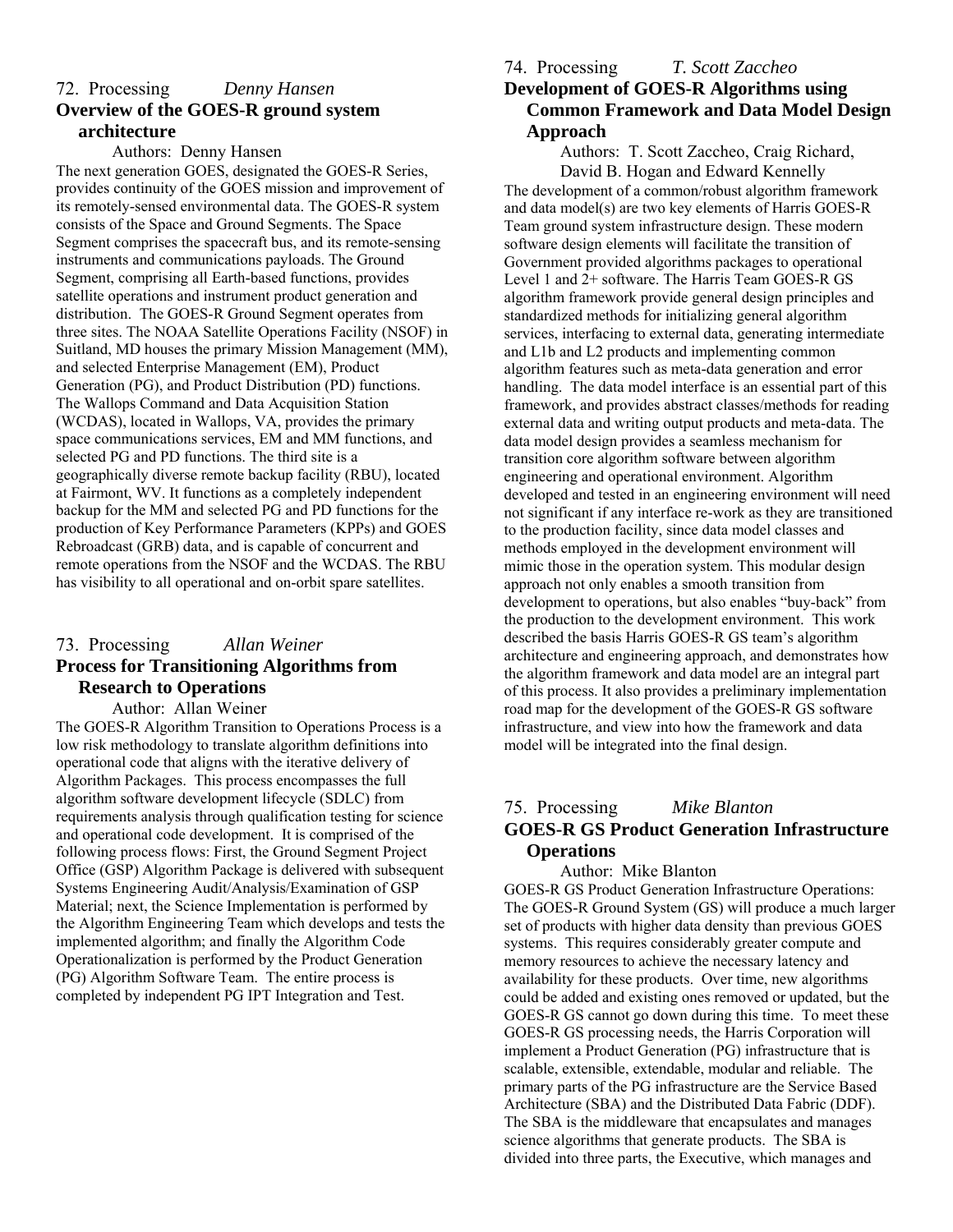72. Processing *Denny Hansen*

### Overview of the GOES-R ground system architecture

Authors: Denny Hansen

The next generation GOES, designated the GOES-R Series, provides continuity of the GOES mission and improvement of its remotely-sensed environmental data. The GOES-R system consists of the Space and Ground Segments. The Space Segment comprises the spacecraft bus, and its remote-sensing instruments and communications payloads. The Ground Segment, comprising all Earth-based functions, provides satellite operations and instrument product generation and distribution. The GOES-R Ground Segment operates from three sites. The NOAA Satellite Operations Facility (NSOF) in Suitland, MD houses the primary Mission Management (MM), and selected Enterprise Management (EM), Product Generation (PG), and Product Distribution (PD) functions. The Wallops Command and Data Acquisition Station (WCDAS), located in Wallops, VA, provides the primary space communications services, EM and MM functions, and selected PG and PD functions. The third site is a geographically diverse remote backup facility (RBU), located at Fairmont, WV. It functions as a completely independent backup for the MM and selected PG and PD functions for the production of Key Performance Parameters (KPPs) and GOES Rebroadcast (GRB) data, and is capable of concurrent and remote operations from the NSOF and the WCDAS. The RBU has visibility to all operational and on-orbit spare satellites.

73. Processing *Allan Weiner*

### Process for Transitioning Algorithms from Research to Operations

Author: Allan Weiner

The GOES-R Algorithm Transition to Operations Process is a low risk methodology to translate algorithm definitions into operational code that aligns with the iterative delivery of Algorithm Packages. This process encompasses the full algorithm software development lifecycle (SDLC) from requirements analysis through qualification testing for science and operational code development. It is comprised of the following process flows: First, the Ground Segment Project Office (GSP) Algorithm Package is delivered with subsequent Systems Engineering Audit/Analysis/Examination of GSP Material; next, the Science Implementation is performed by the Algorithm Engineering Team which develops and tests the implemented algorithm; and finally the Algorithm Code Operationalization is performed by the Product Generation (PG) Algorithm Software Team. The entire process is completed by independent PG IPT Integration and Test.

74. Processing *T. Scott Zaccheo*

### Development of GOES-R Algorithms using Common Framework and Data Model Design Approach

Authors: T. Scott Zaccheo, Craig Richard, David B. Hogan and Edward Kennelly

The development of a common/robust algorithm framework and data model(s) are two key elements of Harris GOES-R Team ground system infrastructure design. These modern software design elements will facilitate the transition of Government provided algorithms packages to operational Level 1 and 2+ software. The Harris Team GOES-R GS algorithm framework provide general design principles and standardized methods for initializing general algorithm services, interfacing to external data, generating intermediate and L1b and L2 products and implementing common algorithm features such as meta-data generation and error handling. The data model interface is an essential part of this framework, and provides abstract classes/methods for reading external data and writing output products and meta-data. The data model design provides a seamless mechanism for transition core algorithm software between algorithm engineering and operational environment. Algorithm developed and tested in an engineering environment will need not significant if any interface re-work as they are transitioned to the production facility, since data model classes and methods employed in the development environment will mimic those in the operation system. This modular design approach not only enables a smooth transition from development to operations, but also enables "buy-back" from the production to the development environment. This work described the basis Harris GOES-R GS team's algorithm architecture and engineering approach, and demonstrates how the algorithm framework and data model are an integral part of this process. It also provides a preliminary implementation road map for the development of the GOES-R GS software infrastructure, and view into how the framework and data model will be integrated into the final design.

75. Processing *Mike Blanton*

### GOES-R GS Product Generation Infrastructure Operations

Author: Mike Blanton

GOES-R GS Product Generation Infrastructure Operations: The GOES-R Ground System (GS) will produce a much larger set of products with higher data density than previous GOES systems. This requires considerably greater compute and memory resources to achieve the necessary latency and availability for these products. Over time, new algorithms could be added and existing ones removed or updated, but the GOES-R GS cannot go down during this time. To meet these GOES-R GS processing needs, the Harris Corporation will implement a Product Generation (PG) infrastructure that is scalable, extensible, extendable, modular and reliable. The primary parts of the PG infrastructure are the Service Based Architecture (SBA) and the Distributed Data Fabric (DDF). The SBA is the middleware that encapsulates and manages science algorithms that generate products. The SBA is divided into three parts, the Executive, which manages and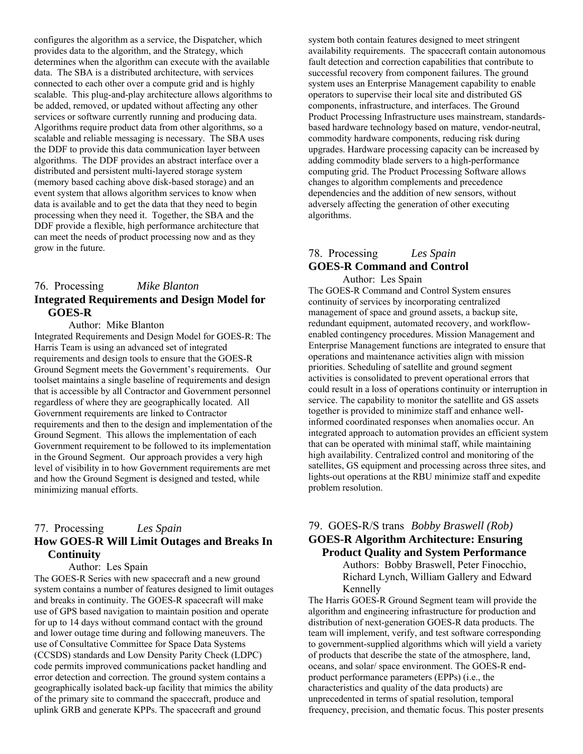configures the algorithm as a service, the Dispatcher, which provides data to the algorithm, and the Strategy, which determines when the algorithm can execute with the available data. The SBA is a distributed architecture, with services connected to each other over a compute grid and is highly scalable. This plug-and-play architecture allows algorithms to be added, removed, or updated without affecting any other services or software currently running and producing data. Algorithms require product data from other algorithms, so a scalable and reliable messaging is necessary. The SBA uses the DDF to provide this data communication layer between algorithms. The DDF provides an abstract interface over a distributed and persistent multi-layered storage system (memory based caching above disk-based storage) and an event system that allows algorithm services to know when data is available and to get the data that they need to begin processing when they need it. Together, the SBA and the DDF provide a flexible, high performance architecture that can meet the needs of product processing now and as they grow in the future.

## 76. Processing *Mike Blanton*

### Integrated Requirements and Design Model for GOES-R

Author: Mike Blanton

Integrated Requirements and Design Model for GOES-R: The Harris Team is using an advanced set of integrated requirements and design tools to ensure that the GOES-R Ground Segment meets the Government's requirements. Our toolset maintains a single baseline of requirements and design that is accessible by all Contractor and Government personnel regardless of where they are geographically located. All Government requirements are linked to Contractor requirements and then to the design and implementation of the Ground Segment. This allows the implementation of each Government requirement to be followed to its implementation in the Ground Segment. Our approach provides a very high level of visibility in to how Government requirements are met and how the Ground Segment is designed and tested, while minimizing manual efforts.

## 77. Processing *Les Spain*

### How GOES-R Will Limit Outages and Breaks In Continuity

Author: Les Spain

The GOES-R Series with new spacecraft and a new ground system contains a number of features designed to limit outages and breaks in continuity. The GOES-R spacecraft will make use of GPS based navigation to maintain position and operate for up to 14 days without command contact with the ground and lower outage time during and following maneuvers. The use of Consultative Committee for Space Data Systems (CCSDS) standards and Low Density Parity Check (LDPC) code permits improved communications packet handling and error detection and correction. The ground system contains a geographically isolated back-up facility that mimics the ability of the primary site to command the spacecraft, produce and uplink GRB and generate KPPs. The spacecraft and ground system both contain features designed to meet stringent availability requirements. The spacecraft contain autonomous fault detection and correction capabilities that contribute to successful recovery from component failures. The ground system uses an Enterprise Management capability to enable operators to supervise their local site and distributed GS components, infrastructure, and interfaces. The Ground Product Processing Infrastructure uses mainstream, standards-based hardware technology based on mature, vendor-neutral, commodity hardware components, reducing risk during upgrades. Hardware processing capacity can be increased by adding commodity blade servers to a high-performance computing grid. The Product Processing Software allows changes to algorithm complements and precedence dependencies and the addition of new sensors, without adversely affecting the generation of other executing algorithms.

## 78. Processing *Les Spain*

### GOES-R Command and Control

Author: Les Spain

The GOES-R Command and Control System ensures continuity of services by incorporating centralized management of space and ground assets, a backup site, redundant equipment, automated recovery, and workflow-enabled contingency procedures. Mission Management and Enterprise Management functions are integrated to ensure that operations and maintenance activities align with mission priorities. Scheduling of satellite and ground segment activities is consolidated to prevent operational errors that could result in a loss of operations continuity or interruption in service. The capability to monitor the satellite and GS assets together is provided to minimize staff and enhance well-informed coordinated responses when anomalies occur. An integrated approach to automation provides an efficient system that can be operated with minimal staff, while maintaining high availability. Centralized control and monitoring of the satellites, GS equipment and processing across three sites, and lights-out operations at the RBU minimize staff and expedite problem resolution.

## 79. GOES-R/S trans *Bobby Braswell (Rob)*

### GOES-R Algorithm Architecture: Ensuring Product Quality and System Performance

Authors: Bobby Braswell, Peter Finocchio, Richard Lynch, William Gallery and Edward Kennelly

The Harris GOES-R Ground Segment team will provide the algorithm and engineering infrastructure for production and distribution of next-generation GOES-R data products. The team will implement, verify, and test software corresponding to government-supplied algorithms which will yield a variety of products that describe the state of the atmosphere, land, oceans, and solar/ space environment. The GOES-R end-product performance parameters (EPPs) (i.e., the characteristics and quality of the data products) are unprecedented in terms of spatial resolution, temporal frequency, precision, and thematic focus. This poster presents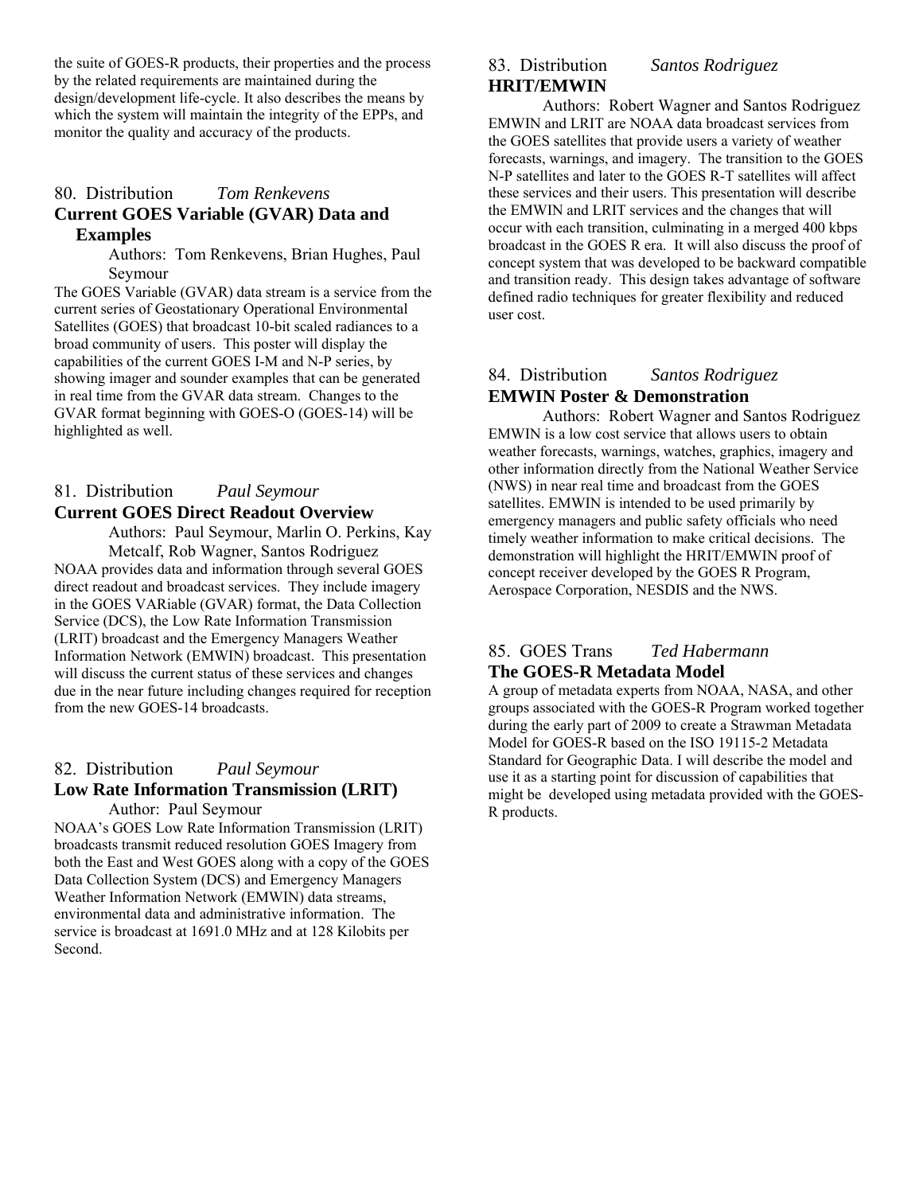the suite of GOES-R products, their properties and the process by the related requirements are maintained during the design/development life-cycle. It also describes the means by which the system will maintain the integrity of the EPPs, and monitor the quality and accuracy of the products.

80. Distribution *Tom Renkevens*
**Current GOES Variable (GVAR) Data and Examples**

Authors: Tom Renkevens, Brian Hughes, Paul Seymour

The GOES Variable (GVAR) data stream is a service from the current series of Geostationary Operational Environmental Satellites (GOES) that broadcast 10-bit scaled radiances to a broad community of users. This poster will display the capabilities of the current GOES I-M and N-P series, by showing imager and sounder examples that can be generated in real time from the GVAR data stream. Changes to the GVAR format beginning with GOES-O (GOES-14) will be highlighted as well.

81. Distribution *Paul Seymour*
**Current GOES Direct Readout Overview**

Authors: Paul Seymour, Marlin O. Perkins, Kay Metcalf, Rob Wagner, Santos Rodriguez

NOAA provides data and information through several GOES direct readout and broadcast services. They include imagery in the GOES VARiable (GVAR) format, the Data Collection Service (DCS), the Low Rate Information Transmission (LRIT) broadcast and the Emergency Managers Weather Information Network (EMWIN) broadcast. This presentation will discuss the current status of these services and changes due in the near future including changes required for reception from the new GOES-14 broadcasts.

82. Distribution *Paul Seymour*
**Low Rate Information Transmission (LRIT)**

Author: Paul Seymour

NOAA's GOES Low Rate Information Transmission (LRIT) broadcasts transmit reduced resolution GOES Imagery from both the East and West GOES along with a copy of the GOES Data Collection System (DCS) and Emergency Managers Weather Information Network (EMWIN) data streams, environmental data and administrative information. The service is broadcast at 1691.0 MHz and at 128 Kilobits per Second.

83. Distribution *Santos Rodriguez*
**HRIT/EMWIN**

Authors: Robert Wagner and Santos Rodriguez

EMWIN and LRIT are NOAA data broadcast services from the GOES satellites that provide users a variety of weather forecasts, warnings, and imagery. The transition to the GOES N-P satellites and later to the GOES R-T satellites will affect these services and their users. This presentation will describe the EMWIN and LRIT services and the changes that will occur with each transition, culminating in a merged 400 kbps broadcast in the GOES R era. It will also discuss the proof of concept system that was developed to be backward compatible and transition ready. This design takes advantage of software defined radio techniques for greater flexibility and reduced user cost.

84. Distribution *Santos Rodriguez*
**EMWIN Poster & Demonstration**

Authors: Robert Wagner and Santos Rodriguez

EMWIN is a low cost service that allows users to obtain weather forecasts, warnings, watches, graphics, imagery and other information directly from the National Weather Service (NWS) in near real time and broadcast from the GOES satellites. EMWIN is intended to be used primarily by emergency managers and public safety officials who need timely weather information to make critical decisions. The demonstration will highlight the HRIT/EMWIN proof of concept receiver developed by the GOES R Program, Aerospace Corporation, NESDIS and the NWS.

85. GOES Trans *Ted Habermann*
**The GOES-R Metadata Model**

A group of metadata experts from NOAA, NASA, and other groups associated with the GOES-R Program worked together during the early part of 2009 to create a Strawman Metadata Model for GOES-R based on the ISO 19115-2 Metadata Standard for Geographic Data. I will describe the model and use it as a starting point for discussion of capabilities that might be developed using metadata provided with the GOES-R products.